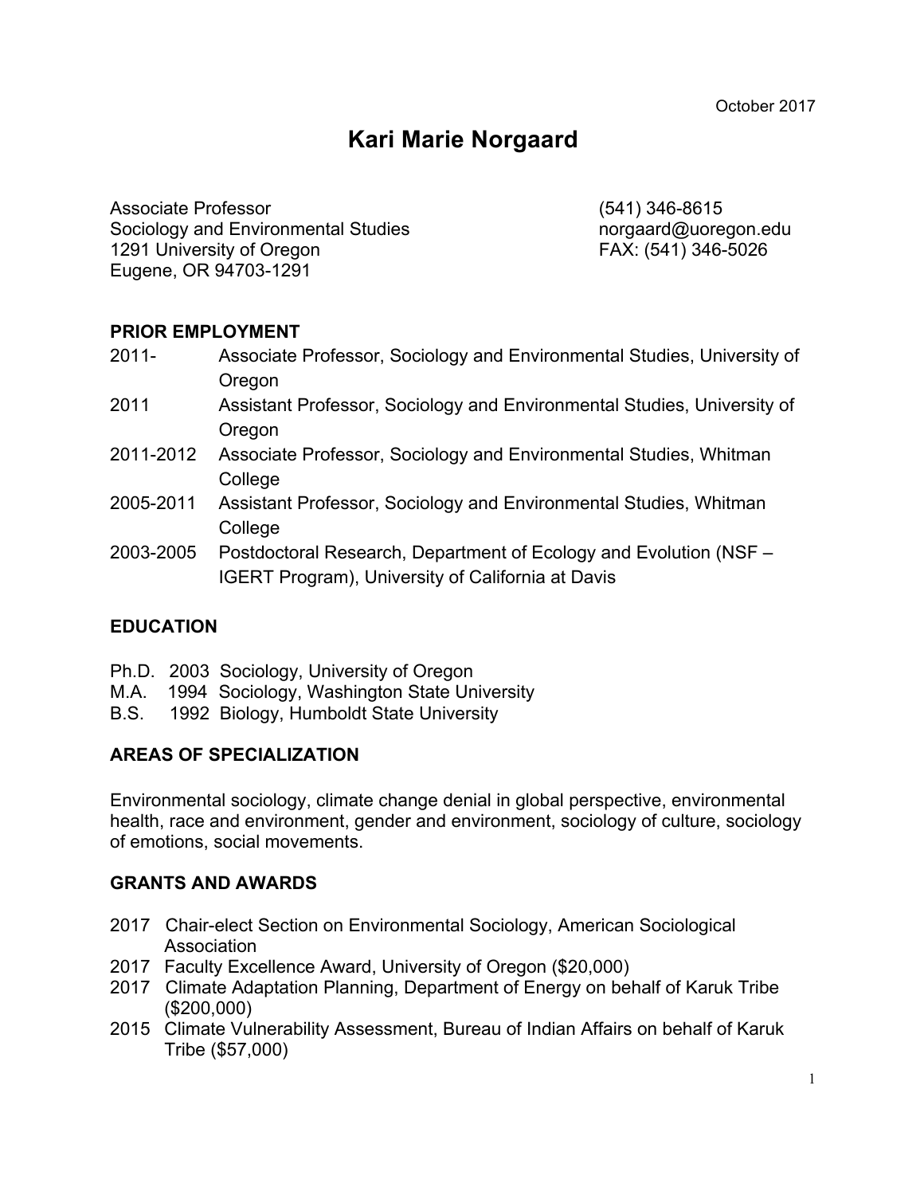October 2017

# Kari Marie Norgaard

Associate Professor
Sociology and Environmental Studies
1291 University of Oregon
Eugene, OR 94703-1291

(541) 346-8615
norgaard@uoregon.edu
FAX: (541) 346-5026

## PRIOR EMPLOYMENT

| | |
|---|---|
| 2011- | Associate Professor, Sociology and Environmental Studies, University of Oregon |
| 2011 | Assistant Professor, Sociology and Environmental Studies, University of Oregon |
| 2011-2012 | Associate Professor, Sociology and Environmental Studies, Whitman College |
| 2005-2011 | Assistant Professor, Sociology and Environmental Studies, Whitman College |
| 2003-2005 | Postdoctoral Research, Department of Ecology and Evolution (NSF – IGERT Program), University of California at Davis |

## EDUCATION

Ph.D. 2003 Sociology, University of Oregon
M.A. 1994 Sociology, Washington State University
B.S. 1992 Biology, Humboldt State University

## AREAS OF SPECIALIZATION

Environmental sociology, climate change denial in global perspective, environmental health, race and environment, gender and environment, sociology of culture, sociology of emotions, social movements.

## GRANTS AND AWARDS

2017 Chair-elect Section on Environmental Sociology, American Sociological Association
2017 Faculty Excellence Award, University of Oregon ($20,000)
2017 Climate Adaptation Planning, Department of Energy on behalf of Karuk Tribe ($200,000)
2015 Climate Vulnerability Assessment, Bureau of Indian Affairs on behalf of Karuk Tribe ($57,000)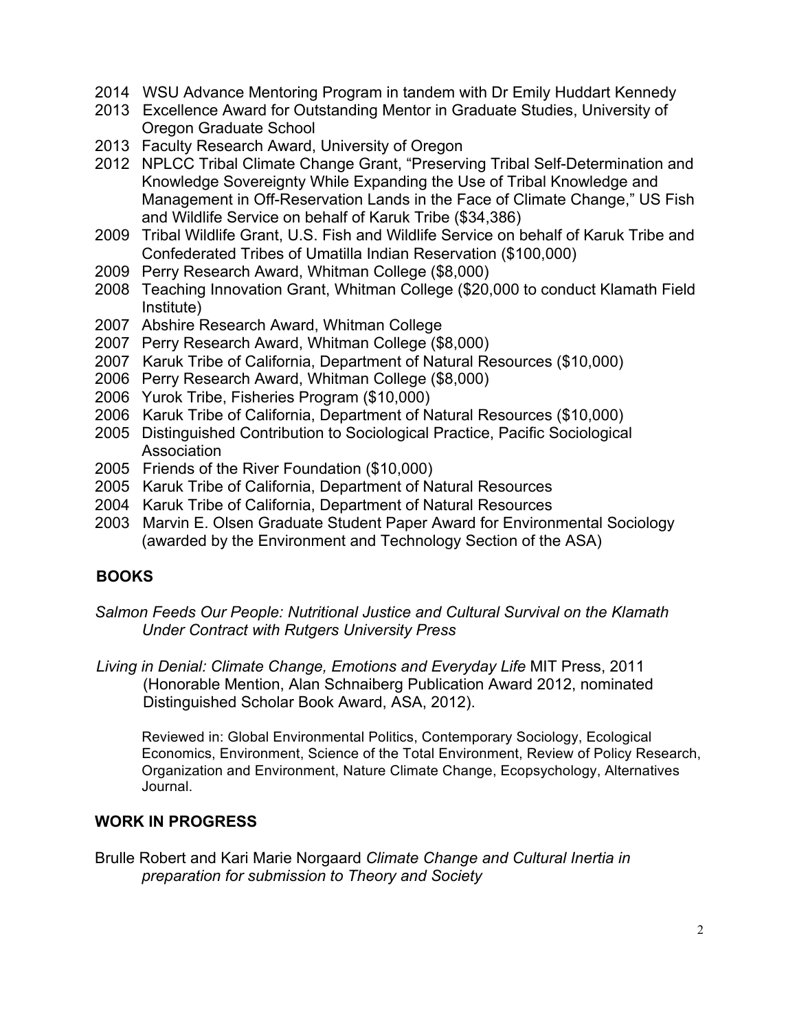2014 WSU Advance Mentoring Program in tandem with Dr Emily Huddart Kennedy
2013 Excellence Award for Outstanding Mentor in Graduate Studies, University of Oregon Graduate School
2013 Faculty Research Award, University of Oregon
2012 NPLCC Tribal Climate Change Grant, "Preserving Tribal Self-Determination and Knowledge Sovereignty While Expanding the Use of Tribal Knowledge and Management in Off-Reservation Lands in the Face of Climate Change," US Fish and Wildlife Service on behalf of Karuk Tribe ($34,386)
2009 Tribal Wildlife Grant, U.S. Fish and Wildlife Service on behalf of Karuk Tribe and Confederated Tribes of Umatilla Indian Reservation ($100,000)
2009 Perry Research Award, Whitman College ($8,000)
2008 Teaching Innovation Grant, Whitman College ($20,000 to conduct Klamath Field Institute)
2007 Abshire Research Award, Whitman College
2007 Perry Research Award, Whitman College ($8,000)
2007 Karuk Tribe of California, Department of Natural Resources ($10,000)
2006 Perry Research Award, Whitman College ($8,000)
2006 Yurok Tribe, Fisheries Program ($10,000)
2006 Karuk Tribe of California, Department of Natural Resources ($10,000)
2005 Distinguished Contribution to Sociological Practice, Pacific Sociological Association
2005 Friends of the River Foundation ($10,000)
2005 Karuk Tribe of California, Department of Natural Resources
2004 Karuk Tribe of California, Department of Natural Resources
2003 Marvin E. Olsen Graduate Student Paper Award for Environmental Sociology (awarded by the Environment and Technology Section of the ASA)

## BOOKS

*Salmon Feeds Our People: Nutritional Justice and Cultural Survival on the Klamath Under Contract with Rutgers University Press*

*Living in Denial: Climate Change, Emotions and Everyday Life* MIT Press, 2011 (Honorable Mention, Alan Schnaiberg Publication Award 2012, nominated Distinguished Scholar Book Award, ASA, 2012).

Reviewed in: Global Environmental Politics, Contemporary Sociology, Ecological Economics, Environment, Science of the Total Environment, Review of Policy Research, Organization and Environment, Nature Climate Change, Ecopsychology, Alternatives Journal.

## WORK IN PROGRESS

Brulle Robert and Kari Marie Norgaard *Climate Change and Cultural Inertia in preparation for submission to Theory and Society*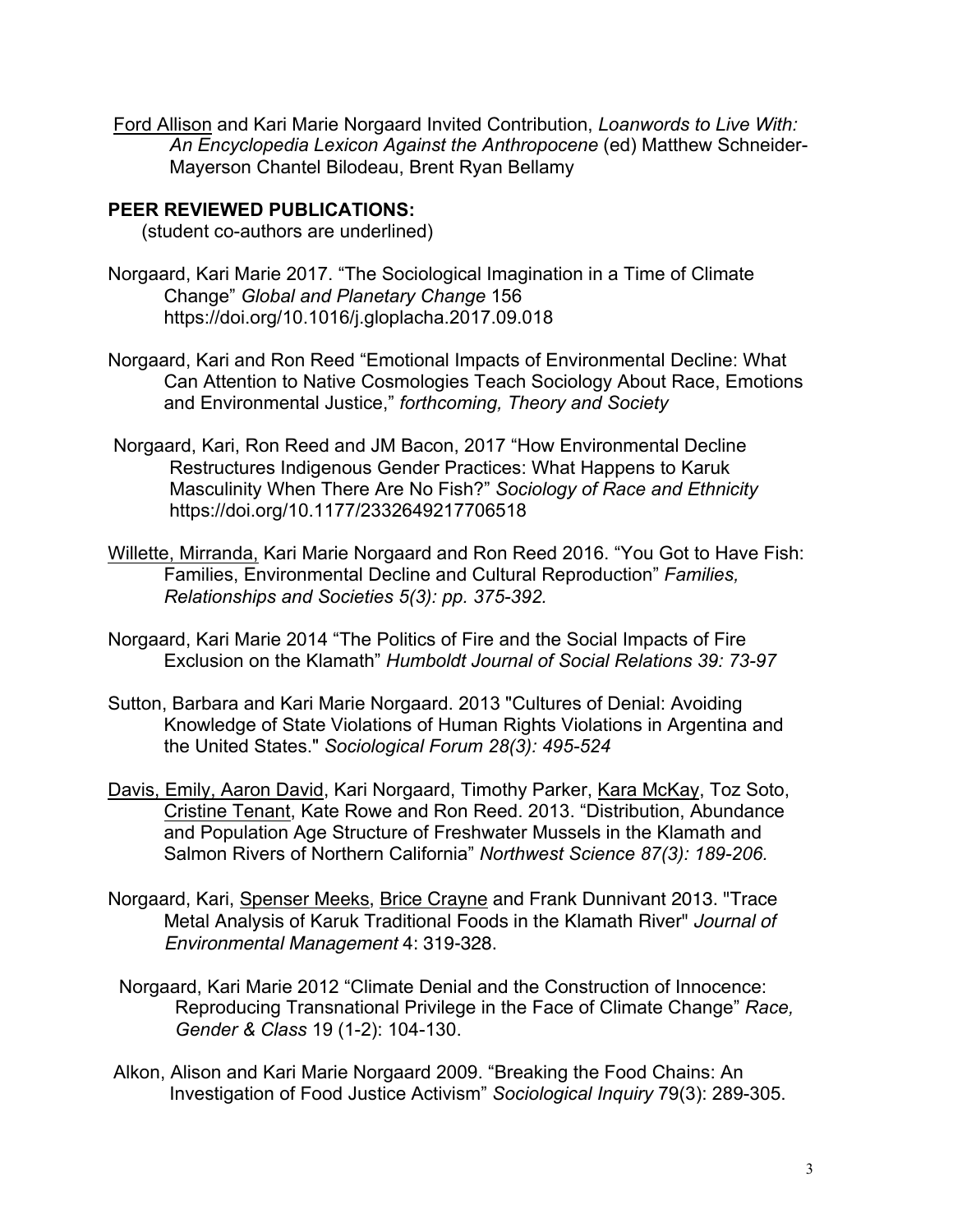<u>Ford Allison</u> and Kari Marie Norgaard Invited Contribution, *Loanwords to Live With: An Encyclopedia Lexicon Against the Anthropocene* (ed) Matthew Schneider-Mayerson Chantel Bilodeau, Brent Ryan Bellamy

**PEER REVIEWED PUBLICATIONS:**
(student co-authors are underlined)

Norgaard, Kari Marie 2017. "The Sociological Imagination in a Time of Climate Change" *Global and Planetary Change* 156 https://doi.org/10.1016/j.gloplacha.2017.09.018

Norgaard, Kari and Ron Reed "Emotional Impacts of Environmental Decline: What Can Attention to Native Cosmologies Teach Sociology About Race, Emotions and Environmental Justice," *forthcoming, Theory and Society*

Norgaard, Kari, Ron Reed and JM Bacon, 2017 "How Environmental Decline Restructures Indigenous Gender Practices: What Happens to Karuk Masculinity When There Are No Fish?" *Sociology of Race and Ethnicity* https://doi.org/10.1177/2332649217706518

<u>Willette, Mirranda,</u> Kari Marie Norgaard and Ron Reed 2016. "You Got to Have Fish: Families, Environmental Decline and Cultural Reproduction" *Families, Relationships and Societies 5(3): pp. 375-392.*

Norgaard, Kari Marie 2014 "The Politics of Fire and the Social Impacts of Fire Exclusion on the Klamath" *Humboldt Journal of Social Relations 39: 73-97*

Sutton, Barbara and Kari Marie Norgaard. 2013 "Cultures of Denial: Avoiding Knowledge of State Violations of Human Rights Violations in Argentina and the United States." *Sociological Forum 28(3): 495-524*

<u>Davis, Emily, Aaron David</u>, Kari Norgaard, Timothy Parker, <u>Kara McKay</u>, Toz Soto, <u>Cristine Tenant</u>, Kate Rowe and Ron Reed. 2013. "Distribution, Abundance and Population Age Structure of Freshwater Mussels in the Klamath and Salmon Rivers of Northern California" *Northwest Science 87(3): 189-206.*

Norgaard, Kari, <u>Spenser Meeks</u>, <u>Brice Crayne</u> and Frank Dunnivant 2013. "Trace Metal Analysis of Karuk Traditional Foods in the Klamath River" *Journal of Environmental Management* 4: 319-328.

Norgaard, Kari Marie 2012 "Climate Denial and the Construction of Innocence: Reproducing Transnational Privilege in the Face of Climate Change" *Race, Gender & Class* 19 (1-2): 104-130.

Alkon, Alison and Kari Marie Norgaard 2009. "Breaking the Food Chains: An Investigation of Food Justice Activism" *Sociological Inquiry* 79(3): 289-305.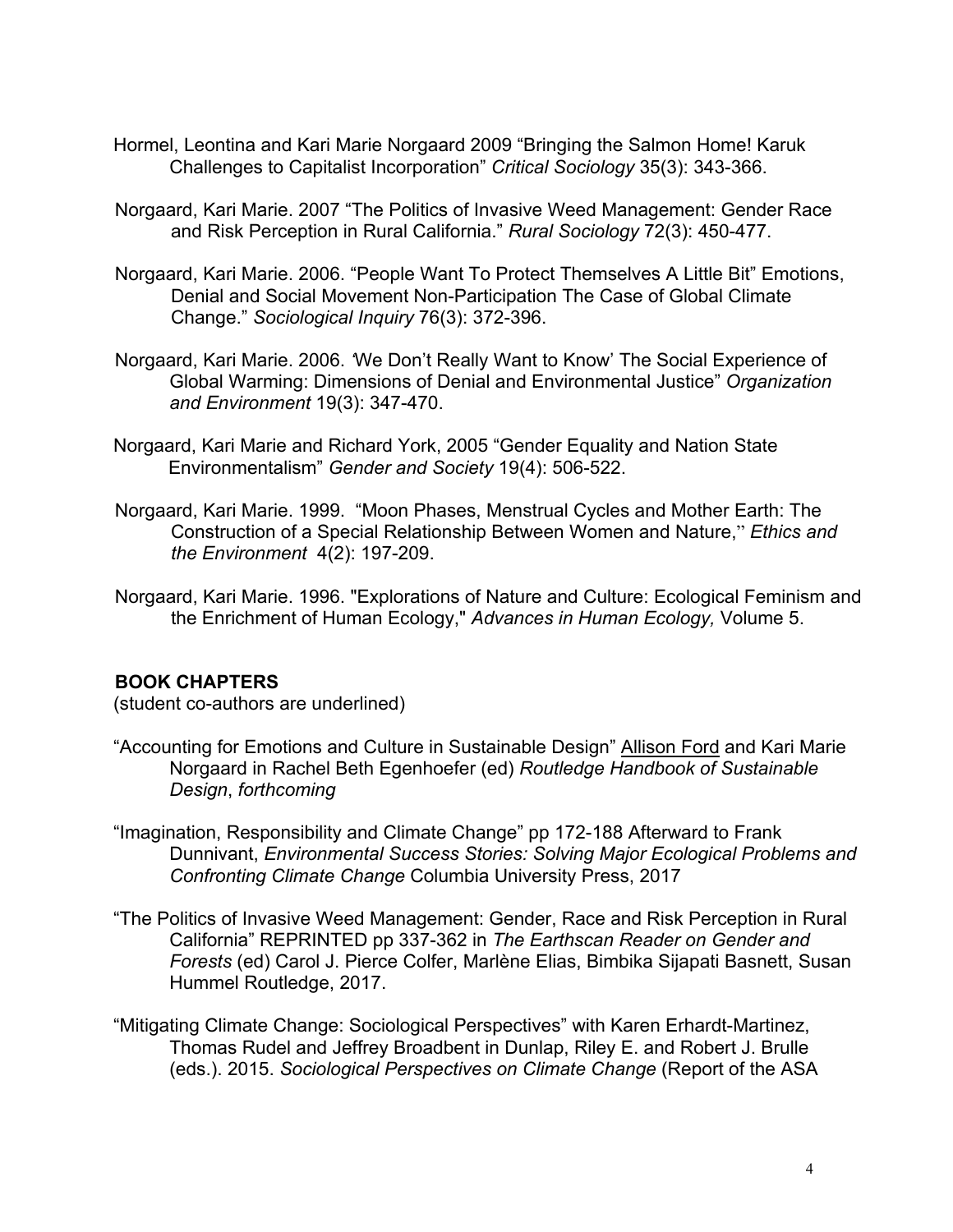Hormel, Leontina and Kari Marie Norgaard 2009 “Bringing the Salmon Home! Karuk Challenges to Capitalist Incorporation” *Critical Sociology* 35(3): 343-366.

Norgaard, Kari Marie. 2007 “The Politics of Invasive Weed Management: Gender Race and Risk Perception in Rural California.” *Rural Sociology* 72(3): 450-477.

Norgaard, Kari Marie. 2006. “People Want To Protect Themselves A Little Bit” Emotions, Denial and Social Movement Non-Participation The Case of Global Climate Change.” *Sociological Inquiry* 76(3): 372-396.

Norgaard, Kari Marie. 2006. ‘We Don’t Really Want to Know’ The Social Experience of Global Warming: Dimensions of Denial and Environmental Justice” *Organization and Environment* 19(3): 347-470.

Norgaard, Kari Marie and Richard York, 2005 “Gender Equality and Nation State Environmentalism” *Gender and Society* 19(4): 506-522.

Norgaard, Kari Marie. 1999. “Moon Phases, Menstrual Cycles and Mother Earth: The Construction of a Special Relationship Between Women and Nature,” *Ethics and the Environment* 4(2): 197-209.

Norgaard, Kari Marie. 1996. "Explorations of Nature and Culture: Ecological Feminism and the Enrichment of Human Ecology," *Advances in Human Ecology,* Volume 5.

**BOOK CHAPTERS**

(student co-authors are underlined)

“Accounting for Emotions and Culture in Sustainable Design” <u>Allison Ford</u> and Kari Marie Norgaard in Rachel Beth Egenhoefer (ed) *Routledge Handbook of Sustainable Design*, *forthcoming*

“Imagination, Responsibility and Climate Change” pp 172-188 Afterward to Frank Dunnivant, *Environmental Success Stories: Solving Major Ecological Problems and Confronting Climate Change* Columbia University Press, 2017

“The Politics of Invasive Weed Management: Gender, Race and Risk Perception in Rural California” REPRINTED pp 337-362 in *The Earthscan Reader on Gender and Forests* (ed) Carol J. Pierce Colfer, Marlène Elias, Bimbika Sijapati Basnett, Susan Hummel Routledge, 2017.

“Mitigating Climate Change: Sociological Perspectives” with Karen Erhardt-Martinez, Thomas Rudel and Jeffrey Broadbent in Dunlap, Riley E. and Robert J. Brulle (eds.). 2015. *Sociological Perspectives on Climate Change* (Report of the ASA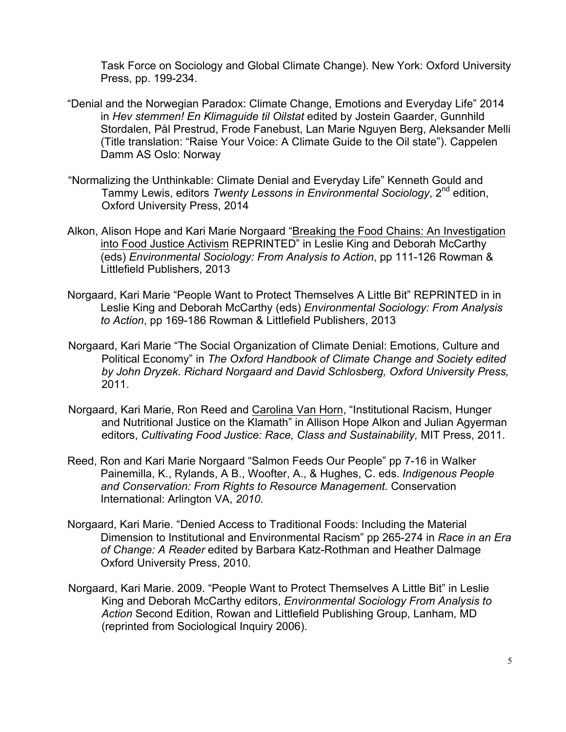Task Force on Sociology and Global Climate Change). New York: Oxford University Press, pp. 199-234.

"Denial and the Norwegian Paradox: Climate Change, Emotions and Everyday Life" 2014 in *Hev stemmen! En Klimaguide til Oilstat* edited by Jostein Gaarder, Gunnhild Stordalen, Pål Prestrud, Frode Fanebust, Lan Marie Nguyen Berg, Aleksander Melli (Title translation: "Raise Your Voice: A Climate Guide to the Oil state"). Cappelen Damm AS Oslo: Norway

"Normalizing the Unthinkable: Climate Denial and Everyday Life" Kenneth Gould and Tammy Lewis, editors *Twenty Lessons in Environmental Sociology*, 2nd edition, Oxford University Press, 2014

Alkon, Alison Hope and Kari Marie Norgaard "Breaking the Food Chains: An Investigation into Food Justice Activism REPRINTED" in Leslie King and Deborah McCarthy (eds) *Environmental Sociology: From Analysis to Action*, pp 111-126 Rowman & Littlefield Publishers, 2013

Norgaard, Kari Marie "People Want to Protect Themselves A Little Bit" REPRINTED in in Leslie King and Deborah McCarthy (eds) *Environmental Sociology: From Analysis to Action*, pp 169-186 Rowman & Littlefield Publishers, 2013

Norgaard, Kari Marie "The Social Organization of Climate Denial: Emotions, Culture and Political Economy" in *The Oxford Handbook of Climate Change and Society edited by John Dryzek. Richard Norgaard and David Schlosberg, Oxford University Press,* 2011.

Norgaard, Kari Marie, Ron Reed and Carolina Van Horn, "Institutional Racism, Hunger and Nutritional Justice on the Klamath" in Allison Hope Alkon and Julian Agyerman editors, *Cultivating Food Justice: Race, Class and Sustainability,* MIT Press, 2011.

Reed, Ron and Kari Marie Norgaard "Salmon Feeds Our People" pp 7-16 in Walker Painemilla, K., Rylands, A B., Woofter, A., & Hughes, C. eds. *Indigenous People and Conservation: From Rights to Resource Management.* Conservation International: Arlington VA, *2010.*

Norgaard, Kari Marie. "Denied Access to Traditional Foods: Including the Material Dimension to Institutional and Environmental Racism" pp 265-274 in *Race in an Era of Change: A Reader* edited by Barbara Katz-Rothman and Heather Dalmage Oxford University Press, 2010.

Norgaard, Kari Marie. 2009. "People Want to Protect Themselves A Little Bit" in Leslie King and Deborah McCarthy editors, *Environmental Sociology From Analysis to Action* Second Edition, Rowan and Littlefield Publishing Group, Lanham, MD (reprinted from Sociological Inquiry 2006).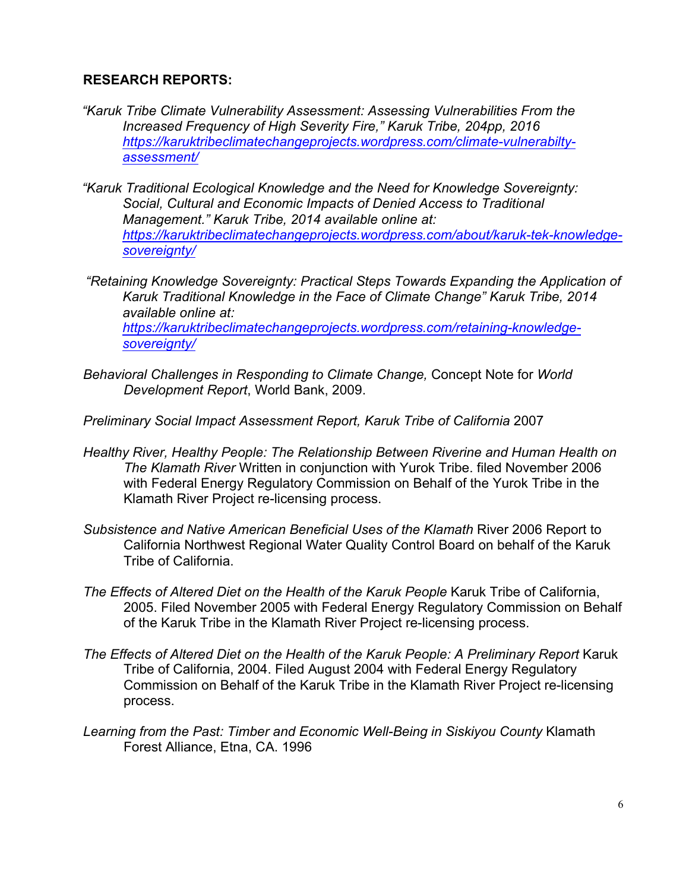**RESEARCH REPORTS:**

*"Karuk Tribe Climate Vulnerability Assessment: Assessing Vulnerabilities From the Increased Frequency of High Severity Fire," Karuk Tribe, 204pp, 2016* [https://karuktribeclimatechangeprojects.wordpress.com/climate-vulnerabilty-assessment/](https://karuktribeclimatechangeprojects.wordpress.com/climate-vulnerabilty-assessment/)

*"Karuk Traditional Ecological Knowledge and the Need for Knowledge Sovereignty: Social, Cultural and Economic Impacts of Denied Access to Traditional Management." Karuk Tribe, 2014 available online at:* [https://karuktribeclimatechangeprojects.wordpress.com/about/karuk-tek-knowledge-sovereignty/](https://karuktribeclimatechangeprojects.wordpress.com/about/karuk-tek-knowledge-sovereignty/)

*"Retaining Knowledge Sovereignty: Practical Steps Towards Expanding the Application of Karuk Traditional Knowledge in the Face of Climate Change" Karuk Tribe, 2014 available online at:* [https://karuktribeclimatechangeprojects.wordpress.com/retaining-knowledge-sovereignty/](https://karuktribeclimatechangeprojects.wordpress.com/retaining-knowledge-sovereignty/)

*Behavioral Challenges in Responding to Climate Change,* Concept Note for *World Development Report*, World Bank, 2009.

*Preliminary Social Impact Assessment Report, Karuk Tribe of California* 2007

*Healthy River, Healthy People: The Relationship Between Riverine and Human Health on The Klamath River* Written in conjunction with Yurok Tribe. filed November 2006 with Federal Energy Regulatory Commission on Behalf of the Yurok Tribe in the Klamath River Project re-licensing process.

*Subsistence and Native American Beneficial Uses of the Klamath* River 2006 Report to California Northwest Regional Water Quality Control Board on behalf of the Karuk Tribe of California.

*The Effects of Altered Diet on the Health of the Karuk People* Karuk Tribe of California, 2005. Filed November 2005 with Federal Energy Regulatory Commission on Behalf of the Karuk Tribe in the Klamath River Project re-licensing process.

*The Effects of Altered Diet on the Health of the Karuk People: A Preliminary Report* Karuk Tribe of California, 2004. Filed August 2004 with Federal Energy Regulatory Commission on Behalf of the Karuk Tribe in the Klamath River Project re-licensing process.

*Learning from the Past: Timber and Economic Well-Being in Siskiyou County* Klamath Forest Alliance, Etna, CA. 1996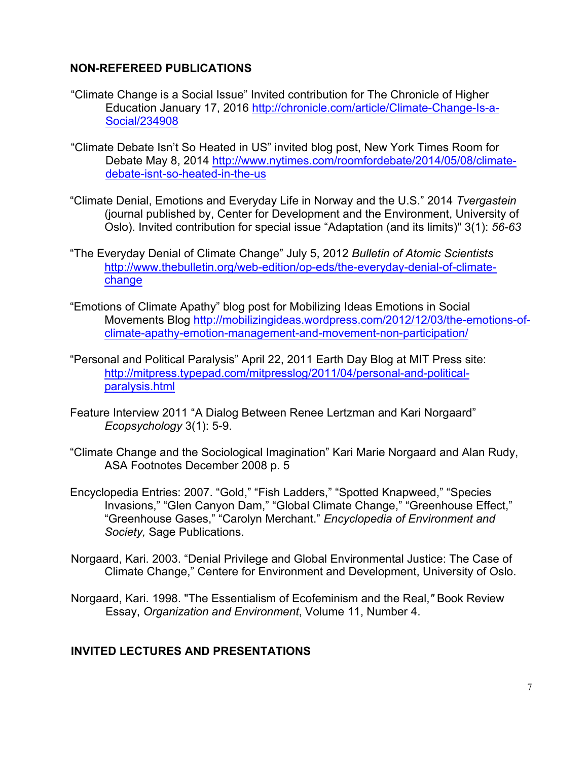## NON-REFEREED PUBLICATIONS

"Climate Change is a Social Issue" Invited contribution for The Chronicle of Higher Education January 17, 2016 http://chronicle.com/article/Climate-Change-Is-a-Social/234908

"Climate Debate Isn't So Heated in US" invited blog post, New York Times Room for Debate May 8, 2014 http://www.nytimes.com/roomfordebate/2014/05/08/climate-debate-isnt-so-heated-in-the-us

"Climate Denial, Emotions and Everyday Life in Norway and the U.S." 2014 *Tvergastein* (journal published by, Center for Development and the Environment, University of Oslo). Invited contribution for special issue "Adaptation (and its limits)" 3(1): *56-63*

"The Everyday Denial of Climate Change" July 5, 2012 *Bulletin of Atomic Scientists* http://www.thebulletin.org/web-edition/op-eds/the-everyday-denial-of-climate-change

"Emotions of Climate Apathy" blog post for Mobilizing Ideas Emotions in Social Movements Blog http://mobilizingideas.wordpress.com/2012/12/03/the-emotions-of-climate-apathy-emotion-management-and-movement-non-participation/

"Personal and Political Paralysis" April 22, 2011 Earth Day Blog at MIT Press site: http://mitpress.typepad.com/mitpresslog/2011/04/personal-and-political-paralysis.html

Feature Interview 2011 "A Dialog Between Renee Lertzman and Kari Norgaard" *Ecopsychology* 3(1): 5-9.

"Climate Change and the Sociological Imagination" Kari Marie Norgaard and Alan Rudy, ASA Footnotes December 2008 p. 5

Encyclopedia Entries: 2007. "Gold," "Fish Ladders," "Spotted Knapweed," "Species Invasions," "Glen Canyon Dam," "Global Climate Change," "Greenhouse Effect," "Greenhouse Gases," "Carolyn Merchant." *Encyclopedia of Environment and Society,* Sage Publications.

Norgaard, Kari. 2003. "Denial Privilege and Global Environmental Justice: The Case of Climate Change," Centere for Environment and Development, University of Oslo.

Norgaard, Kari. 1998. "The Essentialism of Ecofeminism and the Real," Book Review Essay, *Organization and Environment*, Volume 11, Number 4.

## INVITED LECTURES AND PRESENTATIONS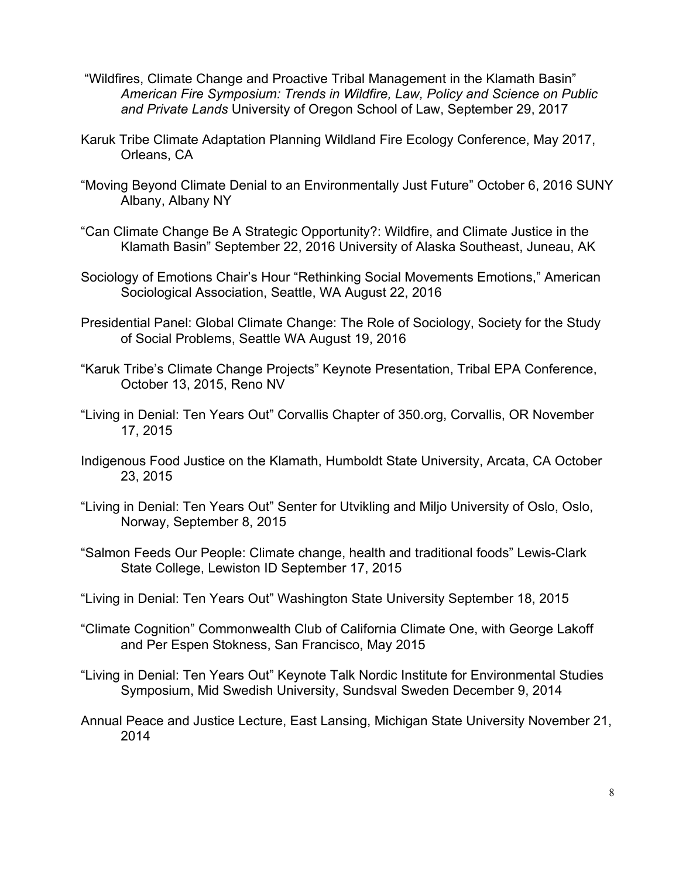"Wildfires, Climate Change and Proactive Tribal Management in the Klamath Basin" *American Fire Symposium: Trends in Wildfire, Law, Policy and Science on Public and Private Lands* University of Oregon School of Law, September 29, 2017

Karuk Tribe Climate Adaptation Planning Wildland Fire Ecology Conference, May 2017, Orleans, CA

"Moving Beyond Climate Denial to an Environmentally Just Future" October 6, 2016 SUNY Albany, Albany NY

"Can Climate Change Be A Strategic Opportunity?: Wildfire, and Climate Justice in the Klamath Basin" September 22, 2016 University of Alaska Southeast, Juneau, AK

Sociology of Emotions Chair's Hour "Rethinking Social Movements Emotions," American Sociological Association, Seattle, WA August 22, 2016

Presidential Panel: Global Climate Change: The Role of Sociology, Society for the Study of Social Problems, Seattle WA August 19, 2016

"Karuk Tribe's Climate Change Projects" Keynote Presentation, Tribal EPA Conference, October 13, 2015, Reno NV

"Living in Denial: Ten Years Out" Corvallis Chapter of 350.org, Corvallis, OR November 17, 2015

Indigenous Food Justice on the Klamath, Humboldt State University, Arcata, CA October 23, 2015

"Living in Denial: Ten Years Out" Senter for Utvikling and Miljo University of Oslo, Oslo, Norway, September 8, 2015

"Salmon Feeds Our People: Climate change, health and traditional foods" Lewis-Clark State College, Lewiston ID September 17, 2015

"Living in Denial: Ten Years Out" Washington State University September 18, 2015

"Climate Cognition" Commonwealth Club of California Climate One, with George Lakoff and Per Espen Stokness, San Francisco, May 2015

"Living in Denial: Ten Years Out" Keynote Talk Nordic Institute for Environmental Studies Symposium, Mid Swedish University, Sundsval Sweden December 9, 2014

Annual Peace and Justice Lecture, East Lansing, Michigan State University November 21, 2014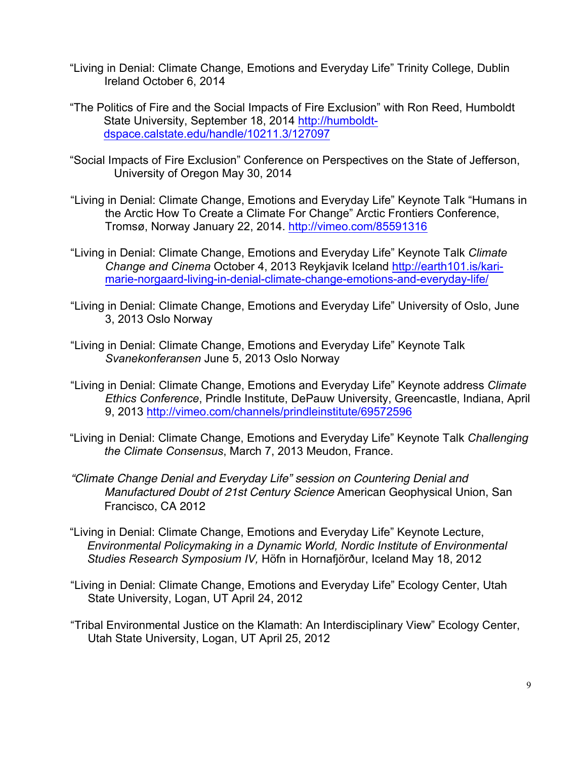"Living in Denial: Climate Change, Emotions and Everyday Life" Trinity College, Dublin Ireland October 6, 2014

"The Politics of Fire and the Social Impacts of Fire Exclusion" with Ron Reed, Humboldt State University, September 18, 2014 http://humboldt-dspace.calstate.edu/handle/10211.3/127097

"Social Impacts of Fire Exclusion" Conference on Perspectives on the State of Jefferson, University of Oregon May 30, 2014

"Living in Denial: Climate Change, Emotions and Everyday Life" Keynote Talk "Humans in the Arctic How To Create a Climate For Change" Arctic Frontiers Conference, Tromsø, Norway January 22, 2014. http://vimeo.com/85591316

"Living in Denial: Climate Change, Emotions and Everyday Life" Keynote Talk *Climate Change and Cinema* October 4, 2013 Reykjavik Iceland http://earth101.is/kari-marie-norgaard-living-in-denial-climate-change-emotions-and-everyday-life/

"Living in Denial: Climate Change, Emotions and Everyday Life" University of Oslo, June 3, 2013 Oslo Norway

"Living in Denial: Climate Change, Emotions and Everyday Life" Keynote Talk *Svanekonferansen* June 5, 2013 Oslo Norway

"Living in Denial: Climate Change, Emotions and Everyday Life" Keynote address *Climate Ethics Conference*, Prindle Institute, DePauw University, Greencastle, Indiana, April 9, 2013 http://vimeo.com/channels/prindleinstitute/69572596

"Living in Denial: Climate Change, Emotions and Everyday Life" Keynote Talk *Challenging the Climate Consensus*, March 7, 2013 Meudon, France.

*"Climate Change Denial and Everyday Life" session on Countering Denial and Manufactured Doubt of 21st Century Science* American Geophysical Union, San Francisco, CA 2012

"Living in Denial: Climate Change, Emotions and Everyday Life" Keynote Lecture, *Environmental Policymaking in a Dynamic World, Nordic Institute of Environmental Studies Research Symposium IV,* Höfn in Hornafjörður, Iceland May 18, 2012

"Living in Denial: Climate Change, Emotions and Everyday Life" Ecology Center, Utah State University, Logan, UT April 24, 2012

"Tribal Environmental Justice on the Klamath: An Interdisciplinary View" Ecology Center, Utah State University, Logan, UT April 25, 2012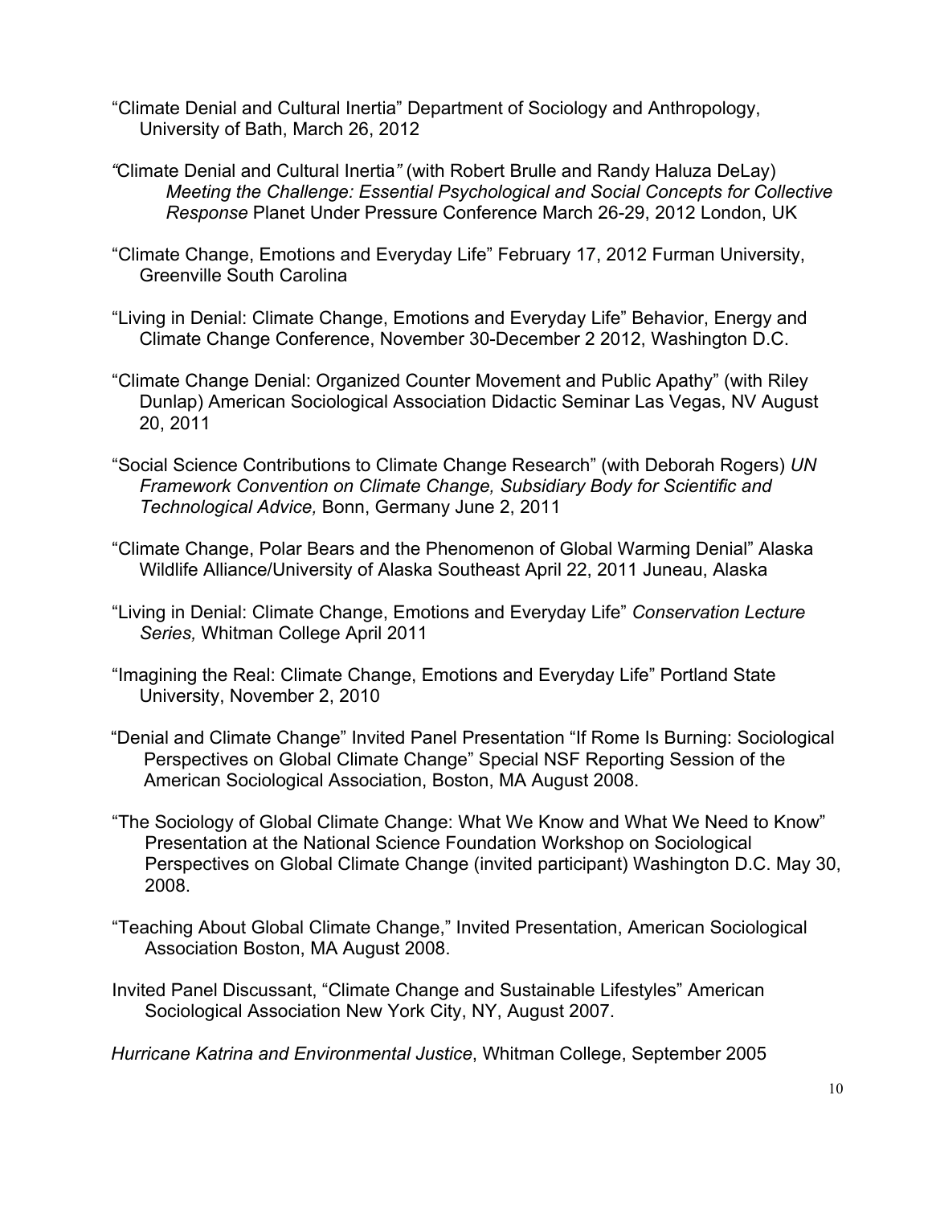"Climate Denial and Cultural Inertia" Department of Sociology and Anthropology, University of Bath, March 26, 2012

"Climate Denial and Cultural Inertia" (with Robert Brulle and Randy Haluza DeLay) *Meeting the Challenge: Essential Psychological and Social Concepts for Collective Response* Planet Under Pressure Conference March 26-29, 2012 London, UK

"Climate Change, Emotions and Everyday Life" February 17, 2012 Furman University, Greenville South Carolina

"Living in Denial: Climate Change, Emotions and Everyday Life" Behavior, Energy and Climate Change Conference, November 30-December 2 2012, Washington D.C.

"Climate Change Denial: Organized Counter Movement and Public Apathy" (with Riley Dunlap) American Sociological Association Didactic Seminar Las Vegas, NV August 20, 2011

"Social Science Contributions to Climate Change Research" (with Deborah Rogers) *UN Framework Convention on Climate Change, Subsidiary Body for Scientific and Technological Advice,* Bonn, Germany June 2, 2011

"Climate Change, Polar Bears and the Phenomenon of Global Warming Denial" Alaska Wildlife Alliance/University of Alaska Southeast April 22, 2011 Juneau, Alaska

"Living in Denial: Climate Change, Emotions and Everyday Life" *Conservation Lecture Series,* Whitman College April 2011

"Imagining the Real: Climate Change, Emotions and Everyday Life" Portland State University, November 2, 2010

"Denial and Climate Change" Invited Panel Presentation "If Rome Is Burning: Sociological Perspectives on Global Climate Change" Special NSF Reporting Session of the American Sociological Association, Boston, MA August 2008.

"The Sociology of Global Climate Change: What We Know and What We Need to Know" Presentation at the National Science Foundation Workshop on Sociological Perspectives on Global Climate Change (invited participant) Washington D.C. May 30, 2008.

"Teaching About Global Climate Change," Invited Presentation, American Sociological Association Boston, MA August 2008.

Invited Panel Discussant, "Climate Change and Sustainable Lifestyles" American Sociological Association New York City, NY, August 2007.

*Hurricane Katrina and Environmental Justice*, Whitman College, September 2005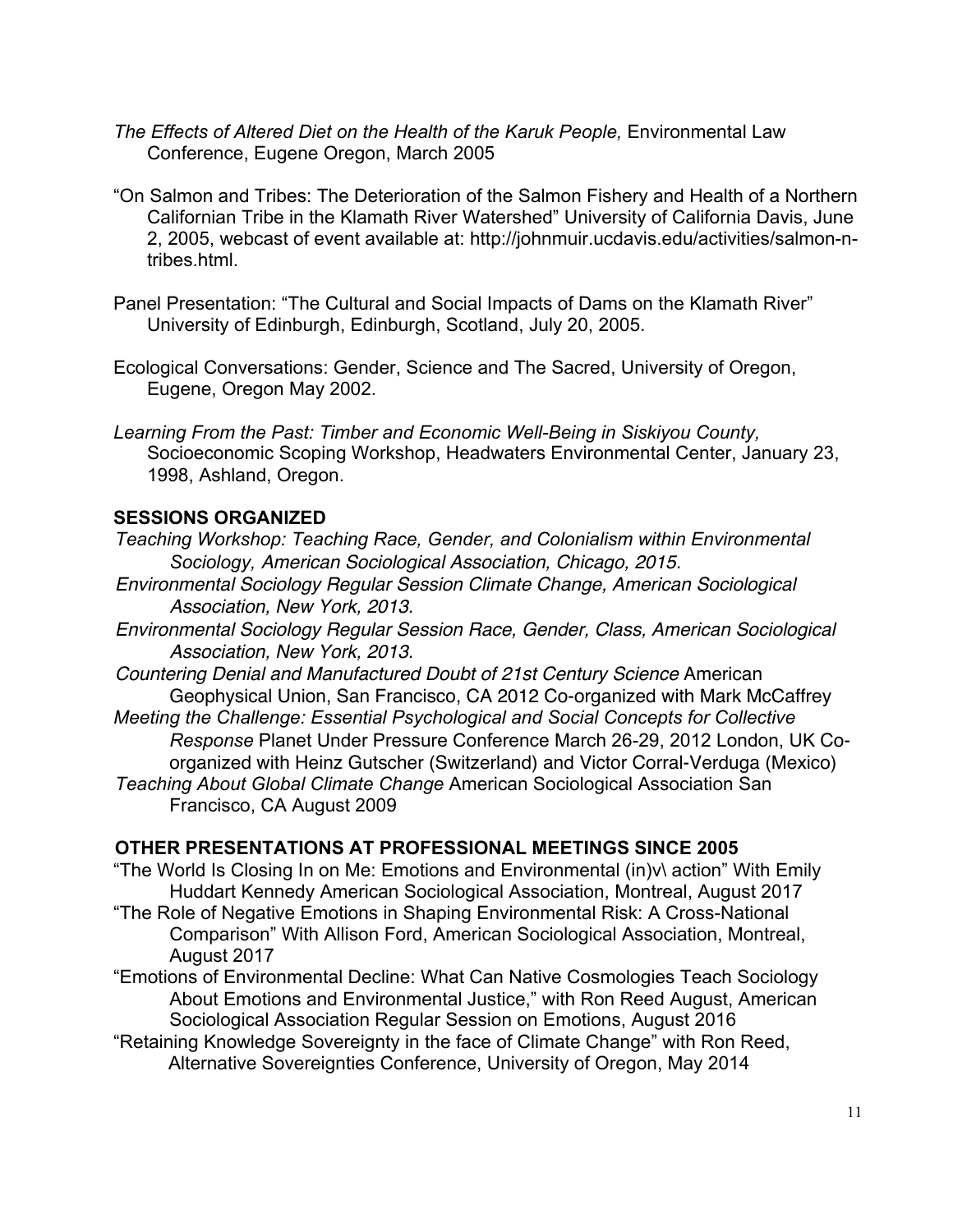*The Effects of Altered Diet on the Health of the Karuk People,* Environmental Law Conference, Eugene Oregon, March 2005

"On Salmon and Tribes: The Deterioration of the Salmon Fishery and Health of a Northern Californian Tribe in the Klamath River Watershed" University of California Davis, June 2, 2005, webcast of event available at: http://johnmuir.ucdavis.edu/activities/salmon-n-tribes.html.

Panel Presentation: "The Cultural and Social Impacts of Dams on the Klamath River" University of Edinburgh, Edinburgh, Scotland, July 20, 2005.

Ecological Conversations: Gender, Science and The Sacred, University of Oregon, Eugene, Oregon May 2002.

*Learning From the Past: Timber and Economic Well-Being in Siskiyou County,* Socioeconomic Scoping Workshop, Headwaters Environmental Center, January 23, 1998, Ashland, Oregon.

**SESSIONS ORGANIZED**

*Teaching Workshop: Teaching Race, Gender, and Colonialism within Environmental Sociology, American Sociological Association, Chicago, 2015.*

*Environmental Sociology Regular Session Climate Change, American Sociological Association, New York, 2013.*

*Environmental Sociology Regular Session Race, Gender, Class, American Sociological Association, New York, 2013.*

*Countering Denial and Manufactured Doubt of 21st Century Science* American Geophysical Union, San Francisco, CA 2012 Co-organized with Mark McCaffrey

*Meeting the Challenge: Essential Psychological and Social Concepts for Collective Response* Planet Under Pressure Conference March 26-29, 2012 London, UK Co-organized with Heinz Gutscher (Switzerland) and Victor Corral-Verduga (Mexico)

*Teaching About Global Climate Change* American Sociological Association San Francisco, CA August 2009

**OTHER PRESENTATIONS AT PROFESSIONAL MEETINGS SINCE 2005**

"The World Is Closing In on Me: Emotions and Environmental (in)v\ action" With Emily Huddart Kennedy American Sociological Association, Montreal, August 2017

"The Role of Negative Emotions in Shaping Environmental Risk: A Cross-National Comparison" With Allison Ford, American Sociological Association, Montreal, August 2017

"Emotions of Environmental Decline: What Can Native Cosmologies Teach Sociology About Emotions and Environmental Justice," with Ron Reed August, American Sociological Association Regular Session on Emotions, August 2016

"Retaining Knowledge Sovereignty in the face of Climate Change" with Ron Reed, Alternative Sovereignties Conference, University of Oregon, May 2014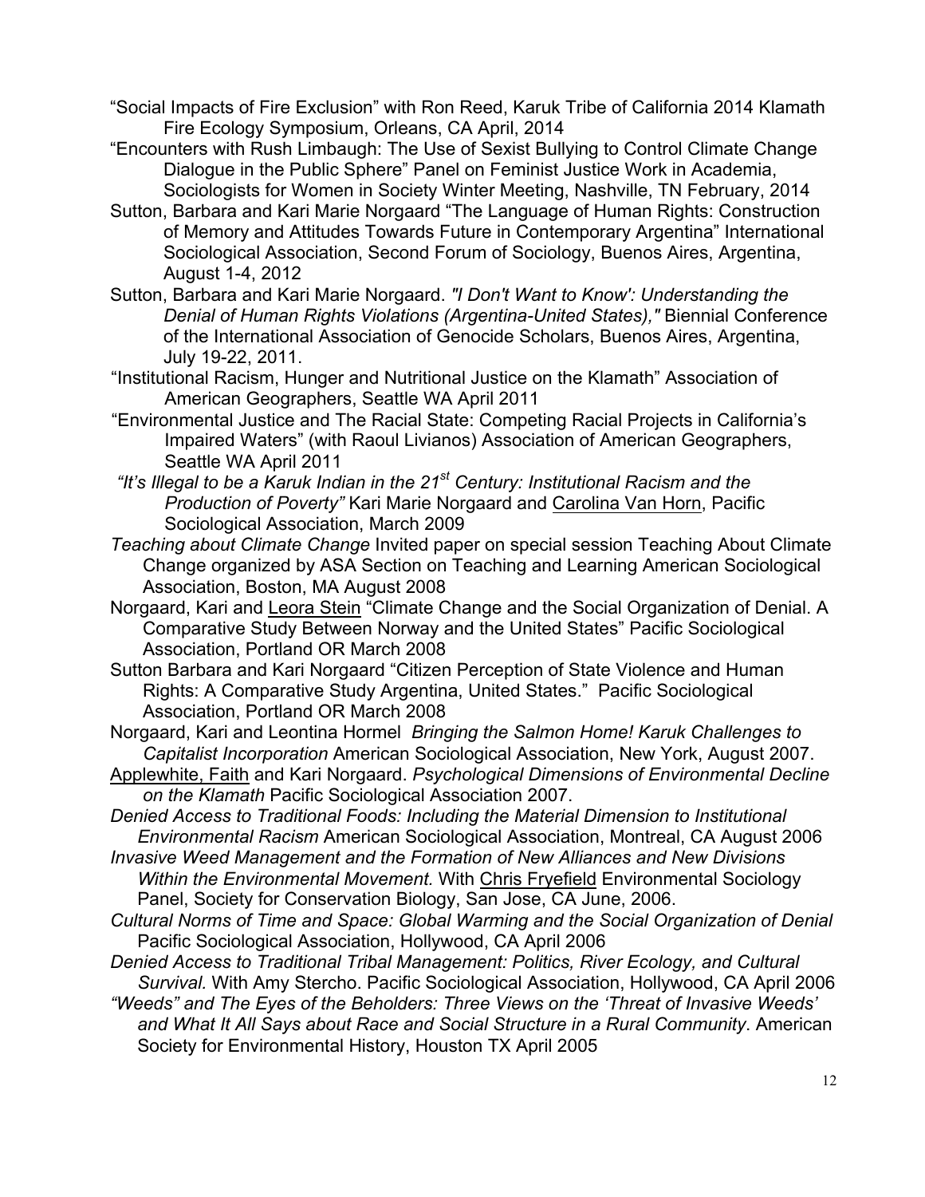"Social Impacts of Fire Exclusion" with Ron Reed, Karuk Tribe of California 2014 Klamath Fire Ecology Symposium, Orleans, CA April, 2014

"Encounters with Rush Limbaugh: The Use of Sexist Bullying to Control Climate Change Dialogue in the Public Sphere" Panel on Feminist Justice Work in Academia, Sociologists for Women in Society Winter Meeting, Nashville, TN February, 2014

Sutton, Barbara and Kari Marie Norgaard "The Language of Human Rights: Construction of Memory and Attitudes Towards Future in Contemporary Argentina" International Sociological Association, Second Forum of Sociology, Buenos Aires, Argentina, August 1-4, 2012

Sutton, Barbara and Kari Marie Norgaard. *"I Don't Want to Know': Understanding the Denial of Human Rights Violations (Argentina-United States),"* Biennial Conference of the International Association of Genocide Scholars, Buenos Aires, Argentina, July 19-22, 2011.

"Institutional Racism, Hunger and Nutritional Justice on the Klamath" Association of American Geographers, Seattle WA April 2011

"Environmental Justice and The Racial State: Competing Racial Projects in California's Impaired Waters" (with Raoul Livianos) Association of American Geographers, Seattle WA April 2011

*"It's Illegal to be a Karuk Indian in the 21st Century: Institutional Racism and the Production of Poverty"* Kari Marie Norgaard and <u>Carolina Van Horn</u>, Pacific Sociological Association, March 2009

*Teaching about Climate Change* Invited paper on special session Teaching About Climate Change organized by ASA Section on Teaching and Learning American Sociological Association, Boston, MA August 2008

Norgaard, Kari and <u>Leora Stein</u> "Climate Change and the Social Organization of Denial. A Comparative Study Between Norway and the United States" Pacific Sociological Association, Portland OR March 2008

Sutton Barbara and Kari Norgaard "Citizen Perception of State Violence and Human Rights: A Comparative Study Argentina, United States." Pacific Sociological Association, Portland OR March 2008

Norgaard, Kari and Leontina Hormel *Bringing the Salmon Home! Karuk Challenges to Capitalist Incorporation* American Sociological Association, New York, August 2007.

<u>Applewhite, Faith</u> and Kari Norgaard. *Psychological Dimensions of Environmental Decline on the Klamath* Pacific Sociological Association 2007.

*Denied Access to Traditional Foods: Including the Material Dimension to Institutional Environmental Racism* American Sociological Association, Montreal, CA August 2006

*Invasive Weed Management and the Formation of New Alliances and New Divisions Within the Environmental Movement.* With <u>Chris Fryefield</u> Environmental Sociology Panel, Society for Conservation Biology, San Jose, CA June, 2006.

*Cultural Norms of Time and Space: Global Warming and the Social Organization of Denial* Pacific Sociological Association, Hollywood, CA April 2006

*Denied Access to Traditional Tribal Management: Politics, River Ecology, and Cultural Survival.* With Amy Stercho. Pacific Sociological Association, Hollywood, CA April 2006

*"Weeds" and The Eyes of the Beholders: Three Views on the 'Threat of Invasive Weeds' and What It All Says about Race and Social Structure in a Rural Community*. American Society for Environmental History, Houston TX April 2005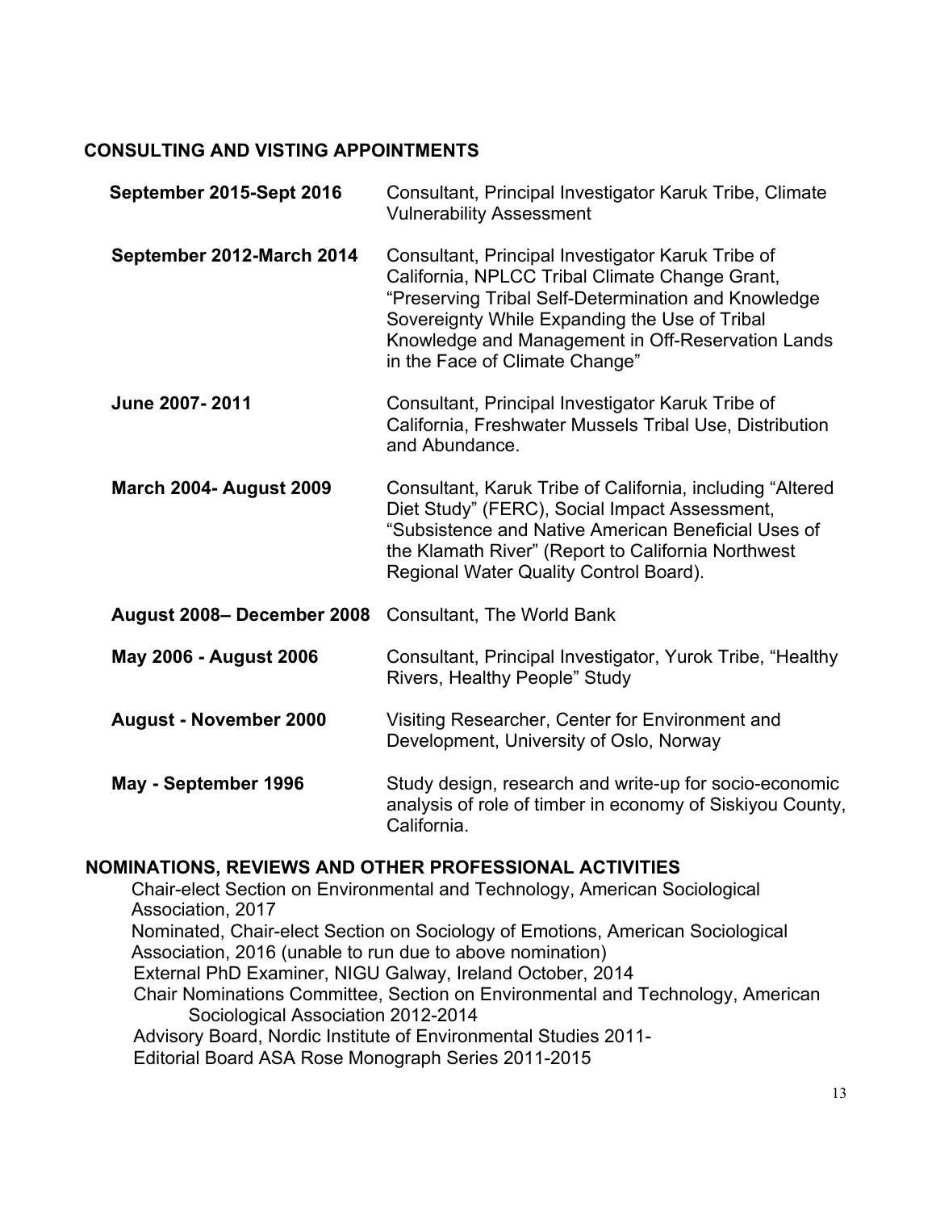## CONSULTING AND VISTING APPOINTMENTS

| | |
|---|---|
| **September 2015-Sept 2016** | Consultant, Principal Investigator Karuk Tribe, Climate Vulnerability Assessment |
| **September 2012-March 2014** | Consultant, Principal Investigator Karuk Tribe of California, NPLCC Tribal Climate Change Grant, "Preserving Tribal Self-Determination and Knowledge Sovereignty While Expanding the Use of Tribal Knowledge and Management in Off-Reservation Lands in the Face of Climate Change" |
| **June 2007- 2011** | Consultant, Principal Investigator Karuk Tribe of California, Freshwater Mussels Tribal Use, Distribution and Abundance. |
| **March 2004- August 2009** | Consultant, Karuk Tribe of California, including "Altered Diet Study" (FERC), Social Impact Assessment, "Subsistence and Native American Beneficial Uses of the Klamath River" (Report to California Northwest Regional Water Quality Control Board). |
| **August 2008– December 2008** | Consultant, The World Bank |
| **May 2006 - August 2006** | Consultant, Principal Investigator, Yurok Tribe, "Healthy Rivers, Healthy People" Study |
| **August - November 2000** | Visiting Researcher, Center for Environment and Development, University of Oslo, Norway |
| **May - September 1996** | Study design, research and write-up for socio-economic analysis of role of timber in economy of Siskiyou County, California. |

## NOMINATIONS, REVIEWS AND OTHER PROFESSIONAL ACTIVITIES

Chair-elect Section on Environmental and Technology, American Sociological Association, 2017
Nominated, Chair-elect Section on Sociology of Emotions, American Sociological Association, 2016 (unable to run due to above nomination)
External PhD Examiner, NIGU Galway, Ireland October, 2014
Chair Nominations Committee, Section on Environmental and Technology, American Sociological Association 2012-2014
Advisory Board, Nordic Institute of Environmental Studies 2011-
Editorial Board ASA Rose Monograph Series 2011-2015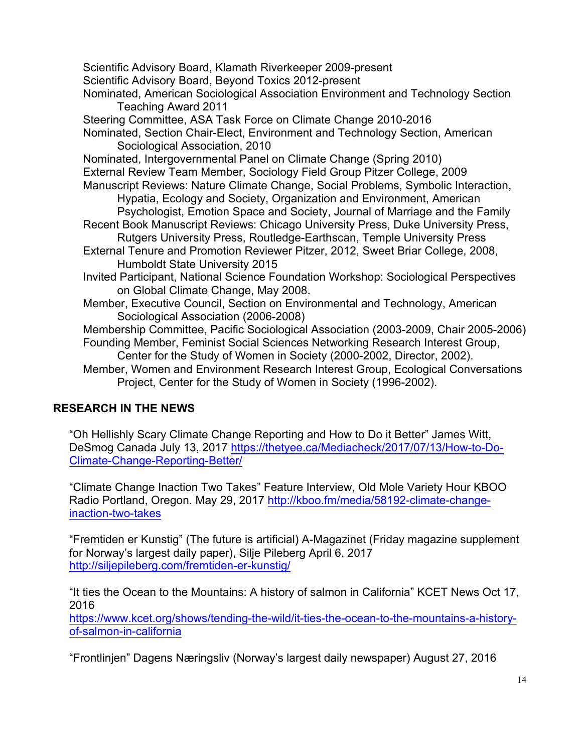Scientific Advisory Board, Klamath Riverkeeper 2009-present

Scientific Advisory Board, Beyond Toxics 2012-present

Nominated, American Sociological Association Environment and Technology Section Teaching Award 2011

Steering Committee, ASA Task Force on Climate Change 2010-2016

Nominated, Section Chair-Elect, Environment and Technology Section, American Sociological Association, 2010

Nominated, Intergovernmental Panel on Climate Change (Spring 2010)

External Review Team Member, Sociology Field Group Pitzer College, 2009

Manuscript Reviews: Nature Climate Change, Social Problems, Symbolic Interaction, Hypatia, Ecology and Society, Organization and Environment, American Psychologist, Emotion Space and Society, Journal of Marriage and the Family

Recent Book Manuscript Reviews: Chicago University Press, Duke University Press, Rutgers University Press, Routledge-Earthscan, Temple University Press

External Tenure and Promotion Reviewer Pitzer, 2012, Sweet Briar College, 2008, Humboldt State University 2015

Invited Participant, National Science Foundation Workshop: Sociological Perspectives on Global Climate Change, May 2008.

Member, Executive Council, Section on Environmental and Technology, American Sociological Association (2006-2008)

Membership Committee, Pacific Sociological Association (2003-2009, Chair 2005-2006)

Founding Member, Feminist Social Sciences Networking Research Interest Group, Center for the Study of Women in Society (2000-2002, Director, 2002).

Member, Women and Environment Research Interest Group, Ecological Conversations Project, Center for the Study of Women in Society (1996-2002).

## RESEARCH IN THE NEWS

"Oh Hellishly Scary Climate Change Reporting and How to Do it Better" James Witt, DeSmog Canada July 13, 2017 https://thetyee.ca/Mediacheck/2017/07/13/How-to-Do-Climate-Change-Reporting-Better/

"Climate Change Inaction Two Takes" Feature Interview, Old Mole Variety Hour KBOO Radio Portland, Oregon. May 29, 2017 http://kboo.fm/media/58192-climate-change-inaction-two-takes

"Fremtiden er Kunstig" (The future is artificial) A-Magazinet (Friday magazine supplement for Norway's largest daily paper), Silje Pileberg April 6, 2017 http://siljepileberg.com/fremtiden-er-kunstig/

"It ties the Ocean to the Mountains: A history of salmon in California" KCET News Oct 17, 2016 https://www.kcet.org/shows/tending-the-wild/it-ties-the-ocean-to-the-mountains-a-history-of-salmon-in-california

"Frontlinjen" Dagens Næringsliv (Norway's largest daily newspaper) August 27, 2016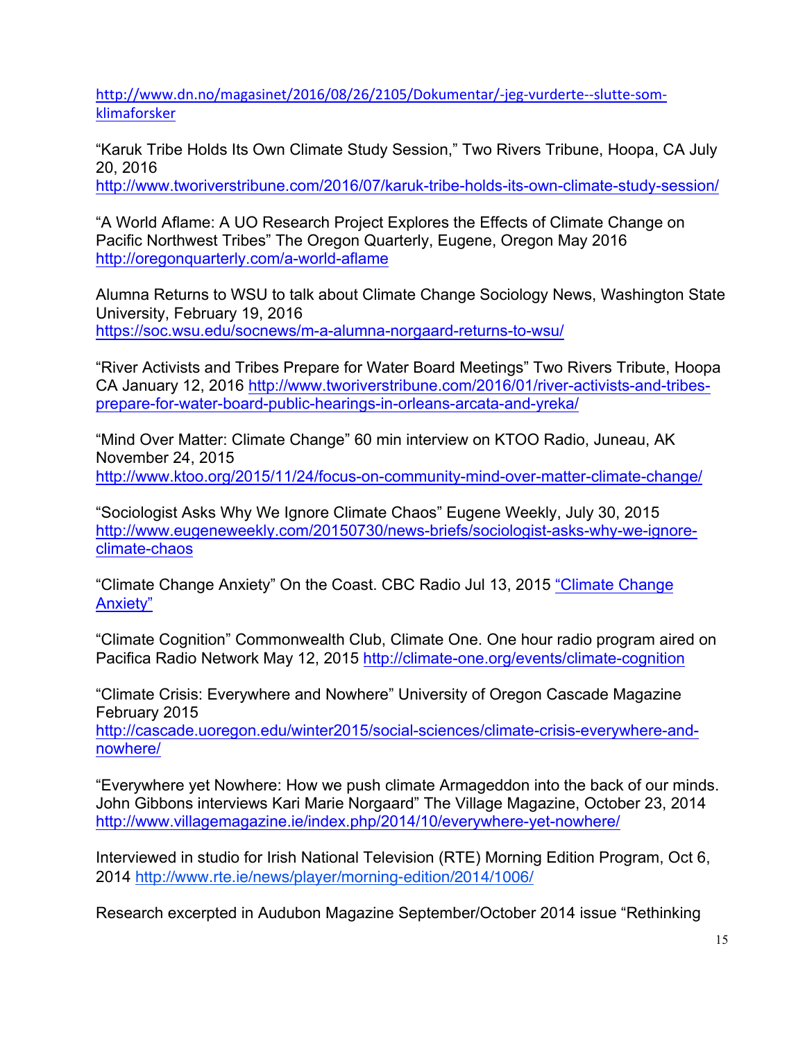http://www.dn.no/magasinet/2016/08/26/2105/Dokumentar/-jeg-vurderte--slutte-som-klimaforsker

"Karuk Tribe Holds Its Own Climate Study Session," Two Rivers Tribune, Hoopa, CA July 20, 2016
http://www.tworiverstribune.com/2016/07/karuk-tribe-holds-its-own-climate-study-session/

"A World Aflame: A UO Research Project Explores the Effects of Climate Change on Pacific Northwest Tribes" The Oregon Quarterly, Eugene, Oregon May 2016
http://oregonquarterly.com/a-world-aflame

Alumna Returns to WSU to talk about Climate Change Sociology News, Washington State University, February 19, 2016
https://soc.wsu.edu/socnews/m-a-alumna-norgaard-returns-to-wsu/

"River Activists and Tribes Prepare for Water Board Meetings" Two Rivers Tribute, Hoopa CA January 12, 2016 http://www.tworiverstribune.com/2016/01/river-activists-and-tribes-prepare-for-water-board-public-hearings-in-orleans-arcata-and-yreka/

"Mind Over Matter: Climate Change" 60 min interview on KTOO Radio, Juneau, AK November 24, 2015
http://www.ktoo.org/2015/11/24/focus-on-community-mind-over-matter-climate-change/

"Sociologist Asks Why We Ignore Climate Chaos" Eugene Weekly, July 30, 2015
http://www.eugeneweekly.com/20150730/news-briefs/sociologist-asks-why-we-ignore-climate-chaos

"Climate Change Anxiety" On the Coast. CBC Radio Jul 13, 2015 "Climate Change Anxiety"

"Climate Cognition" Commonwealth Club, Climate One. One hour radio program aired on Pacifica Radio Network May 12, 2015 http://climate-one.org/events/climate-cognition

"Climate Crisis: Everywhere and Nowhere" University of Oregon Cascade Magazine February 2015
http://cascade.uoregon.edu/winter2015/social-sciences/climate-crisis-everywhere-and-nowhere/

"Everywhere yet Nowhere: How we push climate Armageddon into the back of our minds. John Gibbons interviews Kari Marie Norgaard" The Village Magazine, October 23, 2014
http://www.villagemagazine.ie/index.php/2014/10/everywhere-yet-nowhere/

Interviewed in studio for Irish National Television (RTE) Morning Edition Program, Oct 6, 2014 http://www.rte.ie/news/player/morning-edition/2014/1006/

Research excerpted in Audubon Magazine September/October 2014 issue "Rethinking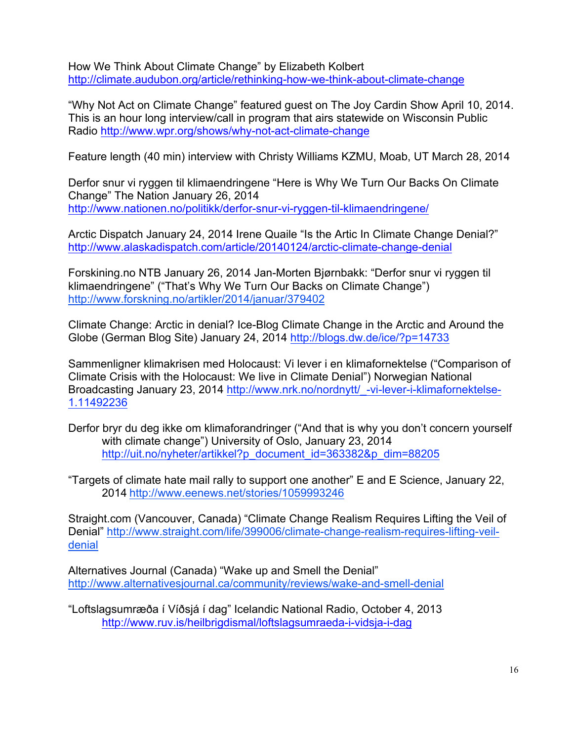How We Think About Climate Change" by Elizabeth Kolbert
http://climate.audubon.org/article/rethinking-how-we-think-about-climate-change

"Why Not Act on Climate Change" featured guest on The Joy Cardin Show April 10, 2014. This is an hour long interview/call in program that airs statewide on Wisconsin Public Radio http://www.wpr.org/shows/why-not-act-climate-change

Feature length (40 min) interview with Christy Williams KZMU, Moab, UT March 28, 2014

Derfor snur vi ryggen til klimaendringene "Here is Why We Turn Our Backs On Climate Change" The Nation January 26, 2014
http://www.nationen.no/politikk/derfor-snur-vi-ryggen-til-klimaendringene/

Arctic Dispatch January 24, 2014 Irene Quaile "Is the Artic In Climate Change Denial?"
http://www.alaskadispatch.com/article/20140124/arctic-climate-change-denial

Forskining.no NTB January 26, 2014 Jan-Morten Bjørnbakk: "Derfor snur vi ryggen til klimaendringene" ("That's Why We Turn Our Backs on Climate Change")
http://www.forskning.no/artikler/2014/januar/379402

Climate Change: Arctic in denial? Ice-Blog Climate Change in the Arctic and Around the Globe (German Blog Site) January 24, 2014 http://blogs.dw.de/ice/?p=14733

Sammenligner klimakrisen med Holocaust: Vi lever i en klimafornektelse ("Comparison of Climate Crisis with the Holocaust: We live in Climate Denial") Norwegian National Broadcasting January 23, 2014 http://www.nrk.no/nordnytt/_-vi-lever-i-klimafornektelse-1.11492236

Derfor bryr du deg ikke om klimaforandringer ("And that is why you don't concern yourself with climate change") University of Oslo, January 23, 2014
http://uit.no/nyheter/artikkel?p_document_id=363382&p_dim=88205

"Targets of climate hate mail rally to support one another" E and E Science, January 22, 2014 http://www.eenews.net/stories/1059993246

Straight.com (Vancouver, Canada) "Climate Change Realism Requires Lifting the Veil of Denial" http://www.straight.com/life/399006/climate-change-realism-requires-lifting-veil-denial

Alternatives Journal (Canada) "Wake up and Smell the Denial"
http://www.alternativesjournal.ca/community/reviews/wake-and-smell-denial

"Loftslagsumræða í Víðsjá í dag" Icelandic National Radio, October 4, 2013
http://www.ruv.is/heilbrigdismal/loftslagsumraeda-i-vidsja-i-dag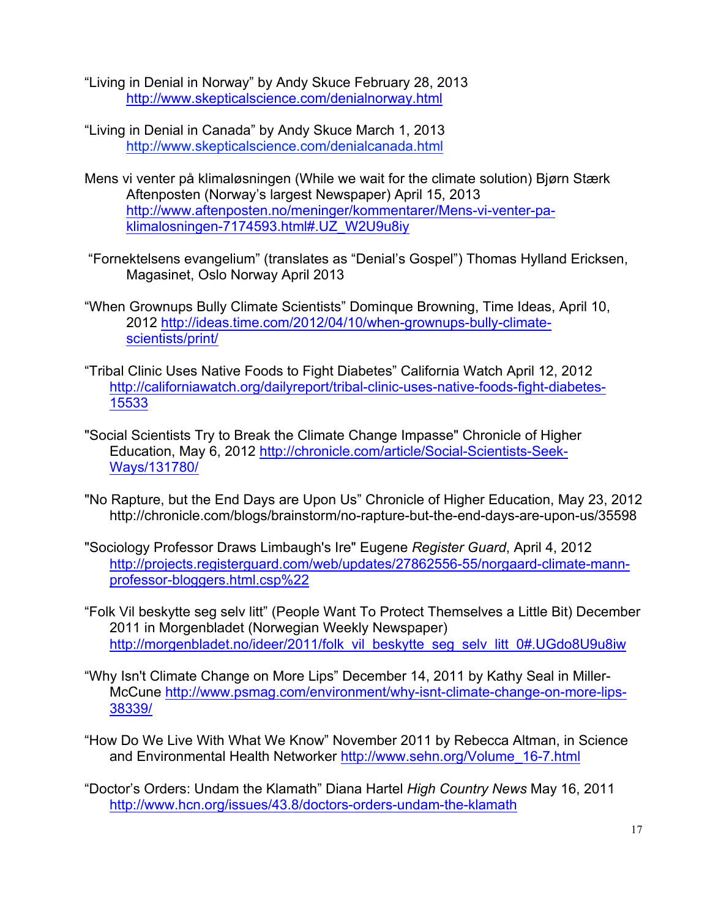"Living in Denial in Norway" by Andy Skuce February 28, 2013
http://www.skepticalscience.com/denialnorway.html

"Living in Denial in Canada" by Andy Skuce March 1, 2013
http://www.skepticalscience.com/denialcanada.html

Mens vi venter på klimaløsningen (While we wait for the climate solution) Bjørn Stærk Aftenposten (Norway's largest Newspaper) April 15, 2013
http://www.aftenposten.no/meninger/kommentarer/Mens-vi-venter-pa-klimalosningen-7174593.html#.UZ_W2U9u8iy

"Fornektelsens evangelium" (translates as "Denial's Gospel") Thomas Hylland Ericksen, Magasinet, Oslo Norway April 2013

"When Grownups Bully Climate Scientists" Dominque Browning, Time Ideas, April 10, 2012 http://ideas.time.com/2012/04/10/when-grownups-bully-climate-scientists/print/

"Tribal Clinic Uses Native Foods to Fight Diabetes" California Watch April 12, 2012
http://californiawatch.org/dailyreport/tribal-clinic-uses-native-foods-fight-diabetes-15533

"Social Scientists Try to Break the Climate Change Impasse" Chronicle of Higher Education, May 6, 2012 http://chronicle.com/article/Social-Scientists-Seek-Ways/131780/

"No Rapture, but the End Days are Upon Us" Chronicle of Higher Education, May 23, 2012
http://chronicle.com/blogs/brainstorm/no-rapture-but-the-end-days-are-upon-us/35598

"Sociology Professor Draws Limbaugh's Ire" Eugene *Register Guard*, April 4, 2012
http://projects.registerguard.com/web/updates/27862556-55/norgaard-climate-mann-professor-bloggers.html.csp%22

"Folk Vil beskytte seg selv litt" (People Want To Protect Themselves a Little Bit) December 2011 in Morgenbladet (Norwegian Weekly Newspaper)
http://morgenbladet.no/ideer/2011/folk_vil_beskytte_seg_selv_litt_0#.UGdo8U9u8iw

"Why Isn't Climate Change on More Lips" December 14, 2011 by Kathy Seal in Miller-McCune http://www.psmag.com/environment/why-isnt-climate-change-on-more-lips-38339/

"How Do We Live With What We Know" November 2011 by Rebecca Altman, in Science and Environmental Health Networker http://www.sehn.org/Volume_16-7.html

"Doctor's Orders: Undam the Klamath" Diana Hartel *High Country News* May 16, 2011
http://www.hcn.org/issues/43.8/doctors-orders-undam-the-klamath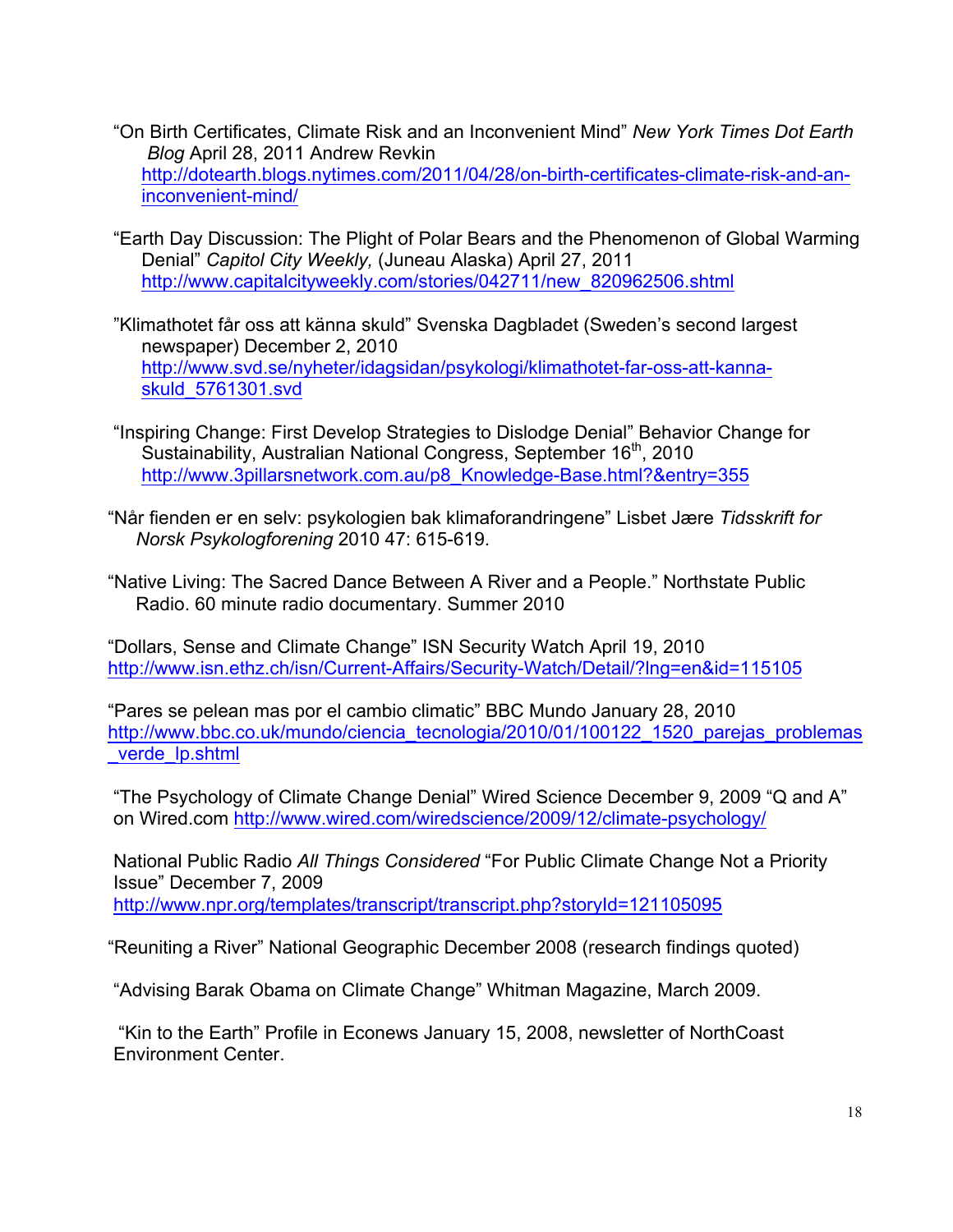"On Birth Certificates, Climate Risk and an Inconvenient Mind" *New York Times Dot Earth Blog* April 28, 2011 Andrew Revkin http://dotearth.blogs.nytimes.com/2011/04/28/on-birth-certificates-climate-risk-and-an-inconvenient-mind/

"Earth Day Discussion: The Plight of Polar Bears and the Phenomenon of Global Warming Denial" *Capitol City Weekly,* (Juneau Alaska) April 27, 2011 http://www.capitalcityweekly.com/stories/042711/new_820962506.shtml

"Klimathotet får oss att känna skuld" Svenska Dagbladet (Sweden's second largest newspaper) December 2, 2010 http://www.svd.se/nyheter/idagsidan/psykologi/klimathotet-far-oss-att-kanna-skuld_5761301.svd

"Inspiring Change: First Develop Strategies to Dislodge Denial" Behavior Change for Sustainability, Australian National Congress, September 16th, 2010 http://www.3pillarsnetwork.com.au/p8_Knowledge-Base.html?&entry=355

"Når fienden er en selv: psykologien bak klimaforandringene" Lisbet Jære *Tidsskrift for Norsk Psykologforening* 2010 47: 615-619.

"Native Living: The Sacred Dance Between A River and a People." Northstate Public Radio. 60 minute radio documentary. Summer 2010

"Dollars, Sense and Climate Change" ISN Security Watch April 19, 2010 http://www.isn.ethz.ch/isn/Current-Affairs/Security-Watch/Detail/?lng=en&id=115105

"Pares se pelean mas por el cambio climatic" BBC Mundo January 28, 2010 http://www.bbc.co.uk/mundo/ciencia_tecnologia/2010/01/100122_1520_parejas_problemas_verde_lp.shtml

"The Psychology of Climate Change Denial" Wired Science December 9, 2009 "Q and A" on Wired.com http://www.wired.com/wiredscience/2009/12/climate-psychology/

National Public Radio *All Things Considered* "For Public Climate Change Not a Priority Issue" December 7, 2009 http://www.npr.org/templates/transcript/transcript.php?storyId=121105095

"Reuniting a River" National Geographic December 2008 (research findings quoted)

"Advising Barak Obama on Climate Change" Whitman Magazine, March 2009.

"Kin to the Earth" Profile in Econews January 15, 2008, newsletter of NorthCoast Environment Center.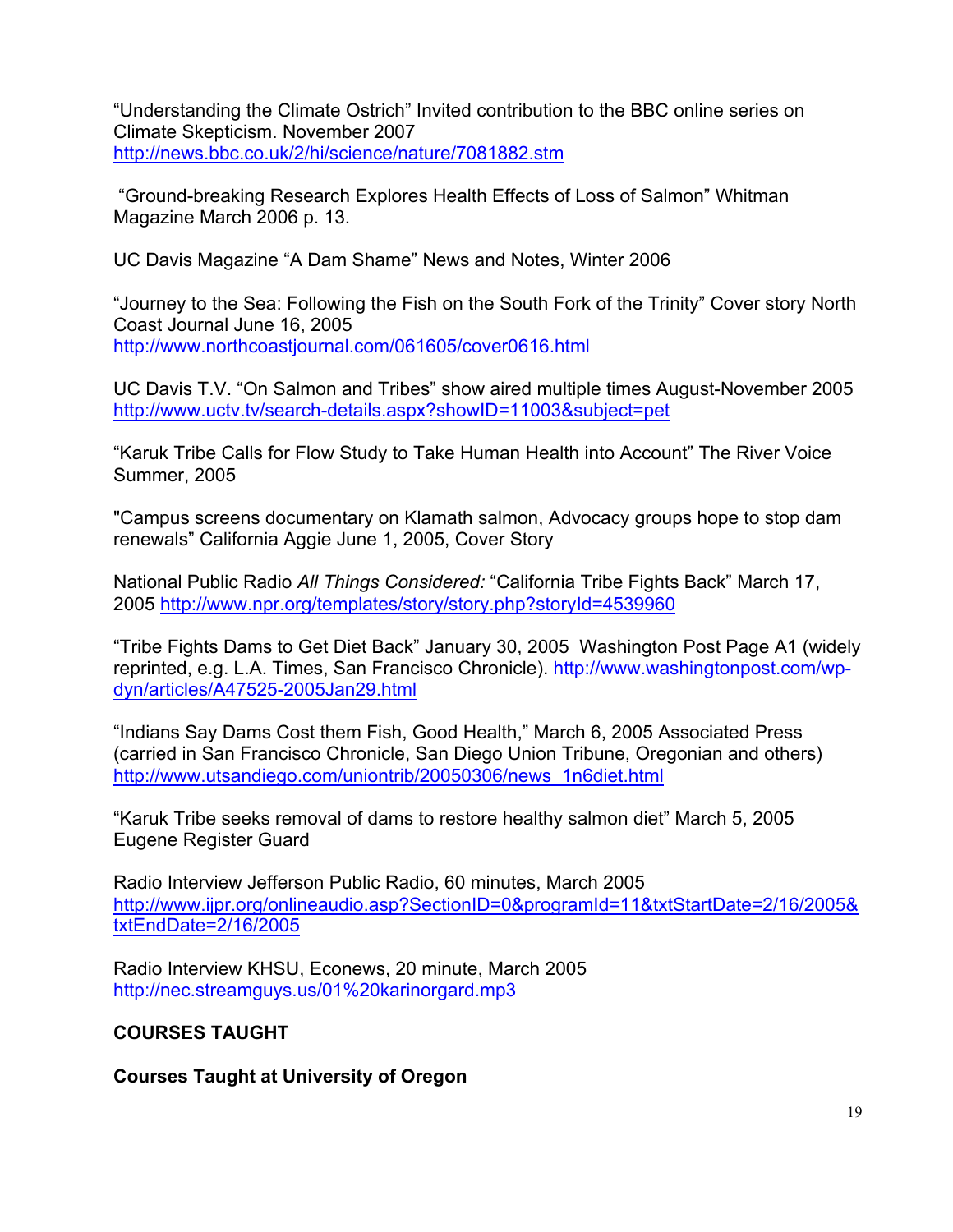"Understanding the Climate Ostrich" Invited contribution to the BBC online series on Climate Skepticism. November 2007
http://news.bbc.co.uk/2/hi/science/nature/7081882.stm

"Ground-breaking Research Explores Health Effects of Loss of Salmon" Whitman Magazine March 2006 p. 13.

UC Davis Magazine "A Dam Shame" News and Notes, Winter 2006

"Journey to the Sea: Following the Fish on the South Fork of the Trinity" Cover story North Coast Journal June 16, 2005
http://www.northcoastjournal.com/061605/cover0616.html

UC Davis T.V. "On Salmon and Tribes" show aired multiple times August-November 2005
http://www.uctv.tv/search-details.aspx?showID=11003&subject=pet

"Karuk Tribe Calls for Flow Study to Take Human Health into Account" The River Voice Summer, 2005

"Campus screens documentary on Klamath salmon, Advocacy groups hope to stop dam renewals" California Aggie June 1, 2005, Cover Story

National Public Radio *All Things Considered:* "California Tribe Fights Back" March 17, 2005 http://www.npr.org/templates/story/story.php?storyId=4539960

"Tribe Fights Dams to Get Diet Back" January 30, 2005 Washington Post Page A1 (widely reprinted, e.g. L.A. Times, San Francisco Chronicle). http://www.washingtonpost.com/wp-dyn/articles/A47525-2005Jan29.html

"Indians Say Dams Cost them Fish, Good Health," March 6, 2005 Associated Press (carried in San Francisco Chronicle, San Diego Union Tribune, Oregonian and others)
http://www.utsandiego.com/uniontrib/20050306/news_1n6diet.html

"Karuk Tribe seeks removal of dams to restore healthy salmon diet" March 5, 2005 Eugene Register Guard

Radio Interview Jefferson Public Radio, 60 minutes, March 2005
http://www.ijpr.org/onlineaudio.asp?SectionID=0&programId=11&txtStartDate=2/16/2005&txtEndDate=2/16/2005

Radio Interview KHSU, Econews, 20 minute, March 2005
http://nec.streamguys.us/01%20karinorgard.mp3

## COURSES TAUGHT

### Courses Taught at University of Oregon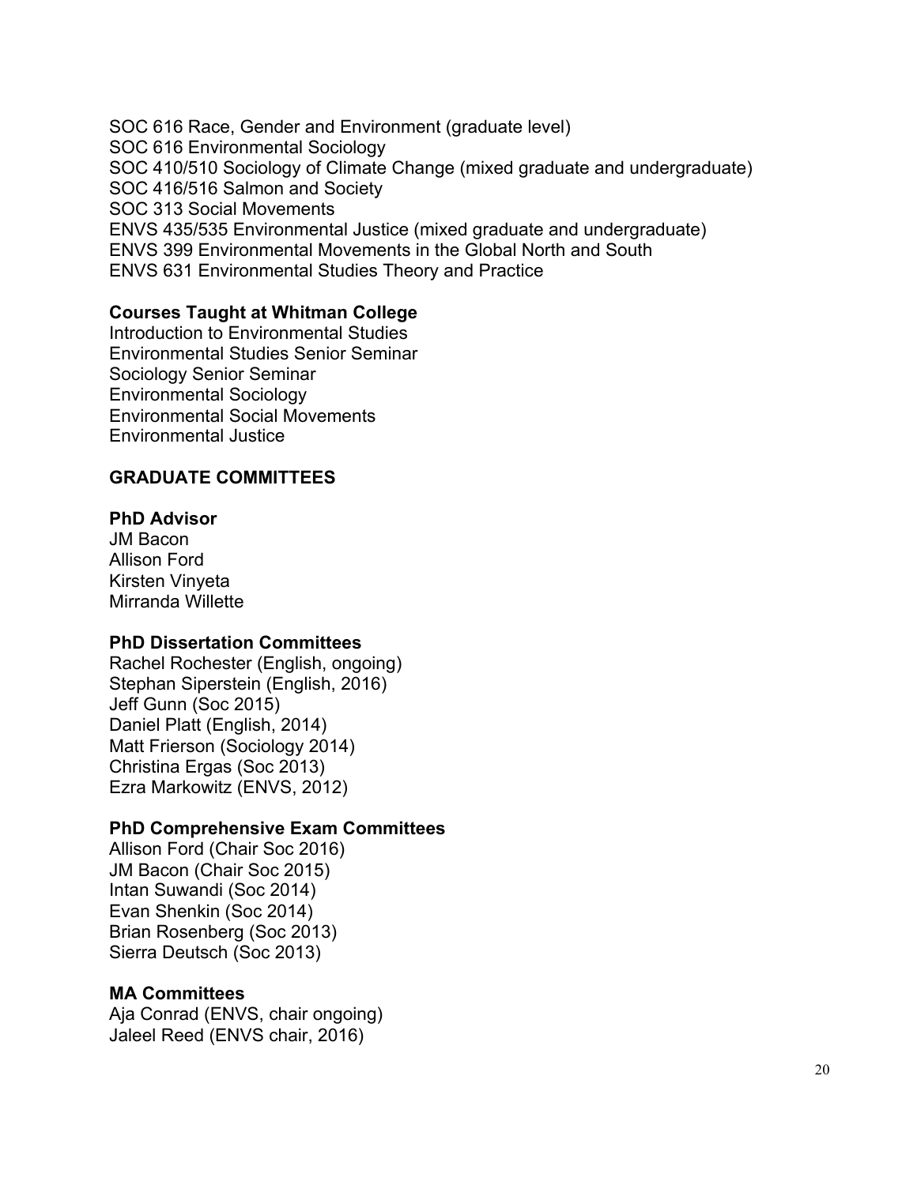SOC 616 Race, Gender and Environment (graduate level)
SOC 616 Environmental Sociology
SOC 410/510 Sociology of Climate Change (mixed graduate and undergraduate)
SOC 416/516 Salmon and Society
SOC 313 Social Movements
ENVS 435/535 Environmental Justice (mixed graduate and undergraduate)
ENVS 399 Environmental Movements in the Global North and South
ENVS 631 Environmental Studies Theory and Practice

**Courses Taught at Whitman College**
Introduction to Environmental Studies
Environmental Studies Senior Seminar
Sociology Senior Seminar
Environmental Sociology
Environmental Social Movements
Environmental Justice

## GRADUATE COMMITTEES

**PhD Advisor**
JM Bacon
Allison Ford
Kirsten Vinyeta
Mirranda Willette

**PhD Dissertation Committees**
Rachel Rochester (English, ongoing)
Stephan Siperstein (English, 2016)
Jeff Gunn (Soc 2015)
Daniel Platt (English, 2014)
Matt Frierson (Sociology 2014)
Christina Ergas (Soc 2013)
Ezra Markowitz (ENVS, 2012)

**PhD Comprehensive Exam Committees**
Allison Ford (Chair Soc 2016)
JM Bacon (Chair Soc 2015)
Intan Suwandi (Soc 2014)
Evan Shenkin (Soc 2014)
Brian Rosenberg (Soc 2013)
Sierra Deutsch (Soc 2013)

**MA Committees**
Aja Conrad (ENVS, chair ongoing)
Jaleel Reed (ENVS chair, 2016)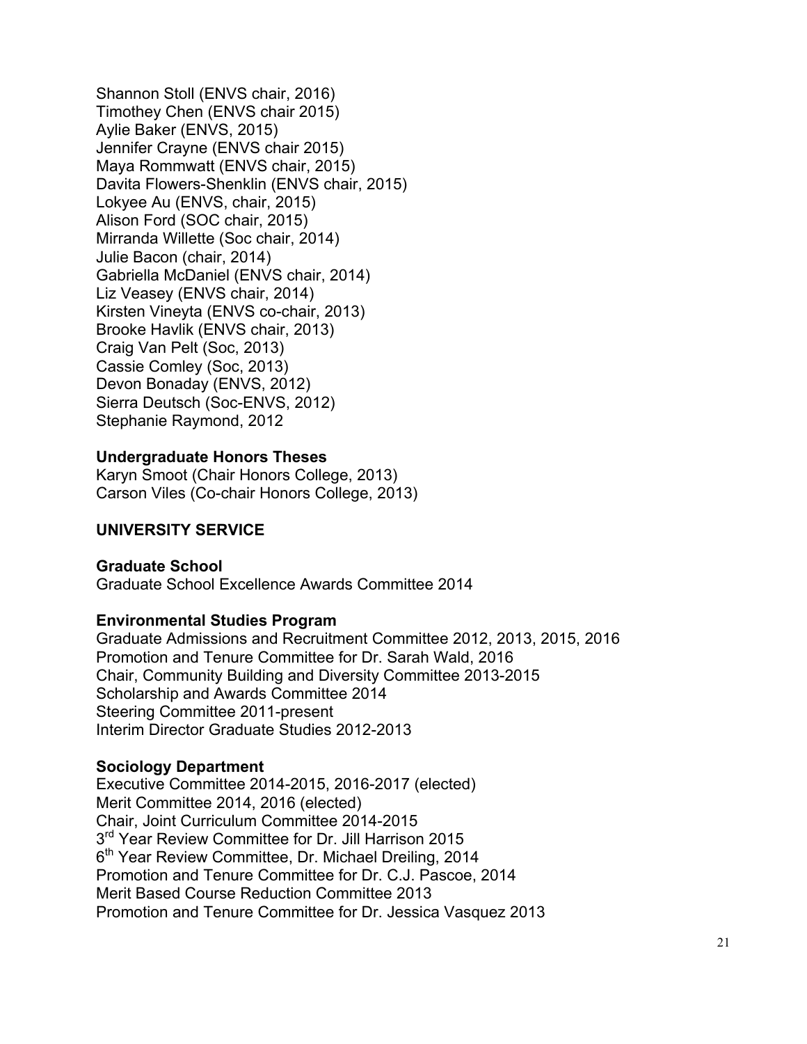Shannon Stoll (ENVS chair, 2016)
Timothey Chen (ENVS chair 2015)
Aylie Baker (ENVS, 2015)
Jennifer Crayne (ENVS chair 2015)
Maya Rommwatt (ENVS chair, 2015)
Davita Flowers-Shenklin (ENVS chair, 2015)
Lokyee Au (ENVS, chair, 2015)
Alison Ford (SOC chair, 2015)
Mirranda Willette (Soc chair, 2014)
Julie Bacon (chair, 2014)
Gabriella McDaniel (ENVS chair, 2014)
Liz Veasey (ENVS chair, 2014)
Kirsten Vineyta (ENVS co-chair, 2013)
Brooke Havlik (ENVS chair, 2013)
Craig Van Pelt (Soc, 2013)
Cassie Comley (Soc, 2013)
Devon Bonaday (ENVS, 2012)
Sierra Deutsch (Soc-ENVS, 2012)
Stephanie Raymond, 2012

**Undergraduate Honors Theses**
Karyn Smoot (Chair Honors College, 2013)
Carson Viles (Co-chair Honors College, 2013)

## UNIVERSITY SERVICE

**Graduate School**
Graduate School Excellence Awards Committee 2014

**Environmental Studies Program**
Graduate Admissions and Recruitment Committee 2012, 2013, 2015, 2016
Promotion and Tenure Committee for Dr. Sarah Wald, 2016
Chair, Community Building and Diversity Committee 2013-2015
Scholarship and Awards Committee 2014
Steering Committee 2011-present
Interim Director Graduate Studies 2012-2013

**Sociology Department**
Executive Committee 2014-2015, 2016-2017 (elected)
Merit Committee 2014, 2016 (elected)
Chair, Joint Curriculum Committee 2014-2015
3rd Year Review Committee for Dr. Jill Harrison 2015
6th Year Review Committee, Dr. Michael Dreiling, 2014
Promotion and Tenure Committee for Dr. C.J. Pascoe, 2014
Merit Based Course Reduction Committee 2013
Promotion and Tenure Committee for Dr. Jessica Vasquez 2013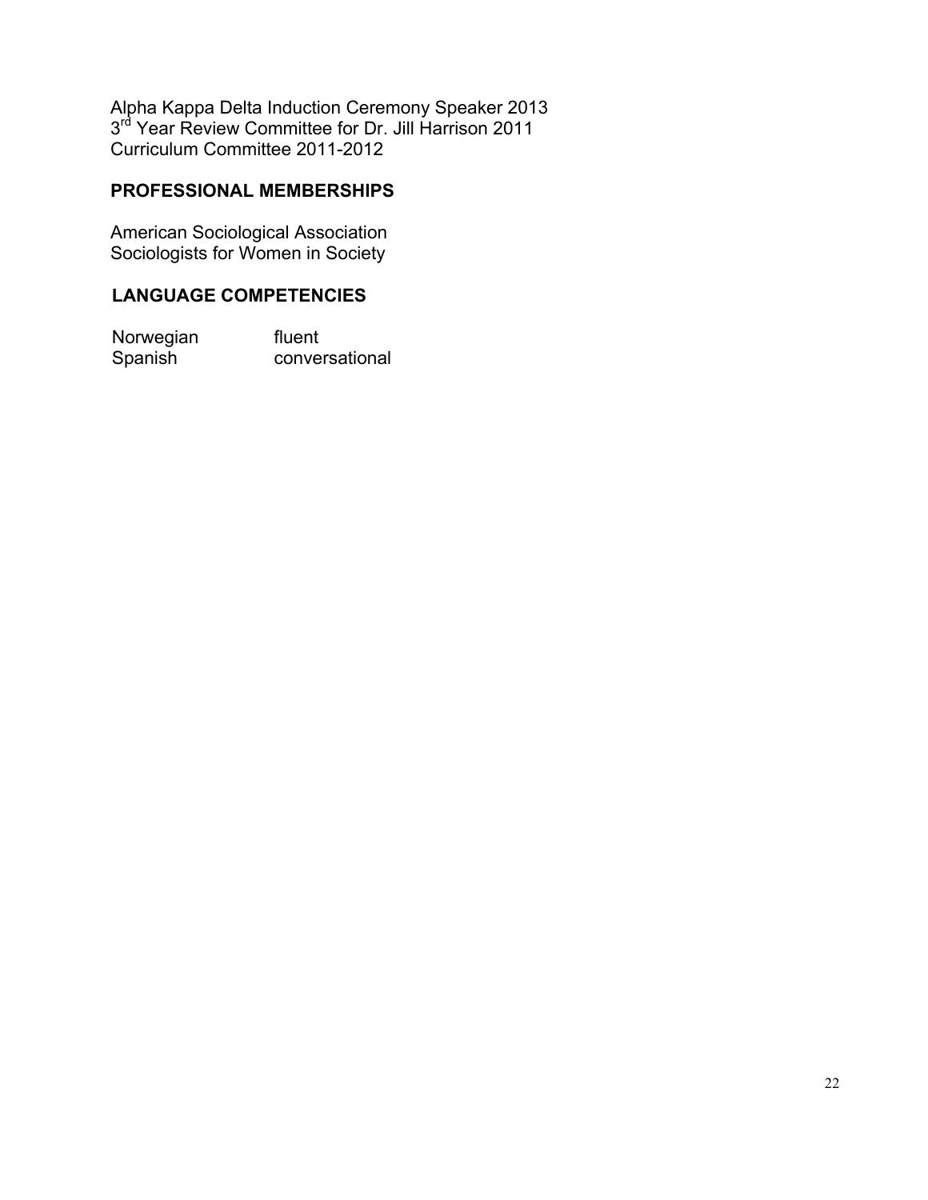Alpha Kappa Delta Induction Ceremony Speaker 2013
3rd Year Review Committee for Dr. Jill Harrison 2011
Curriculum Committee 2011-2012

## PROFESSIONAL MEMBERSHIPS

American Sociological Association
Sociologists for Women in Society

## LANGUAGE COMPETENCIES

| | |
|---|---|
| Norwegian | fluent |
| Spanish | conversational |